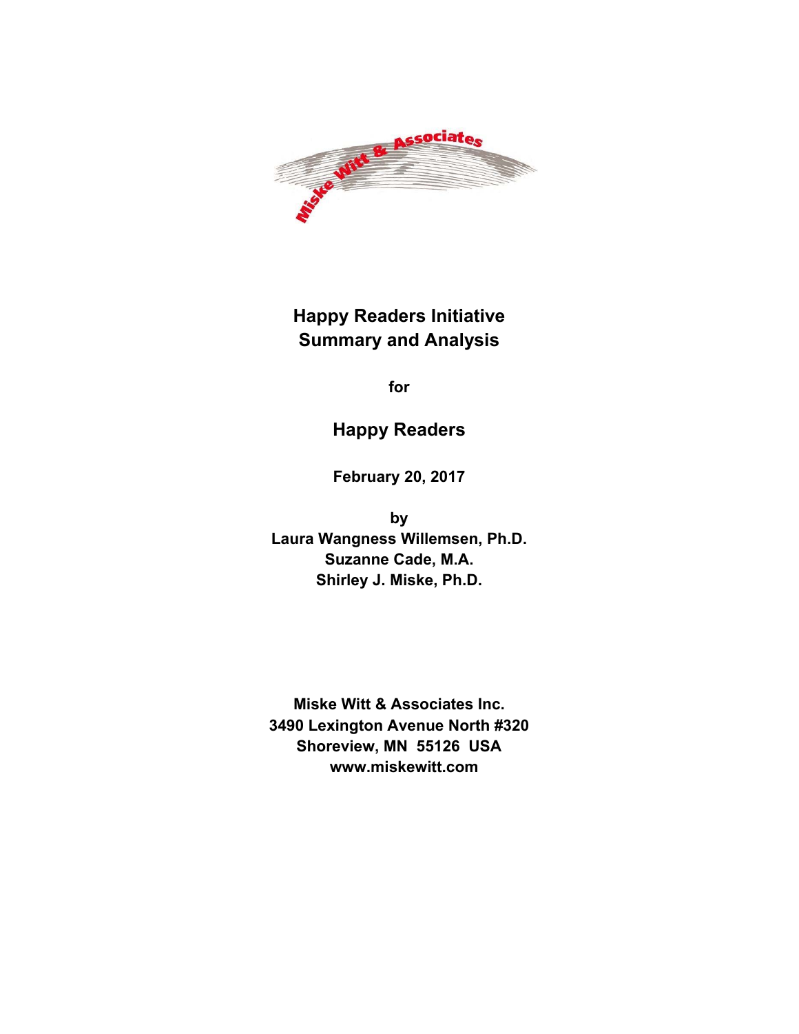# Happy Readers Initiative
# Summary and Analysis

**for**

## Happy Readers

**February 20, 2017**

**by**
**Laura Wangness Willemsen, Ph.D.**
**Suzanne Cade, M.A.**
**Shirley J. Miske, Ph.D.**

**Miske Witt & Associates Inc.**
**3490 Lexington Avenue North #320**
**Shoreview, MN 55126 USA**
**www.miskewitt.com**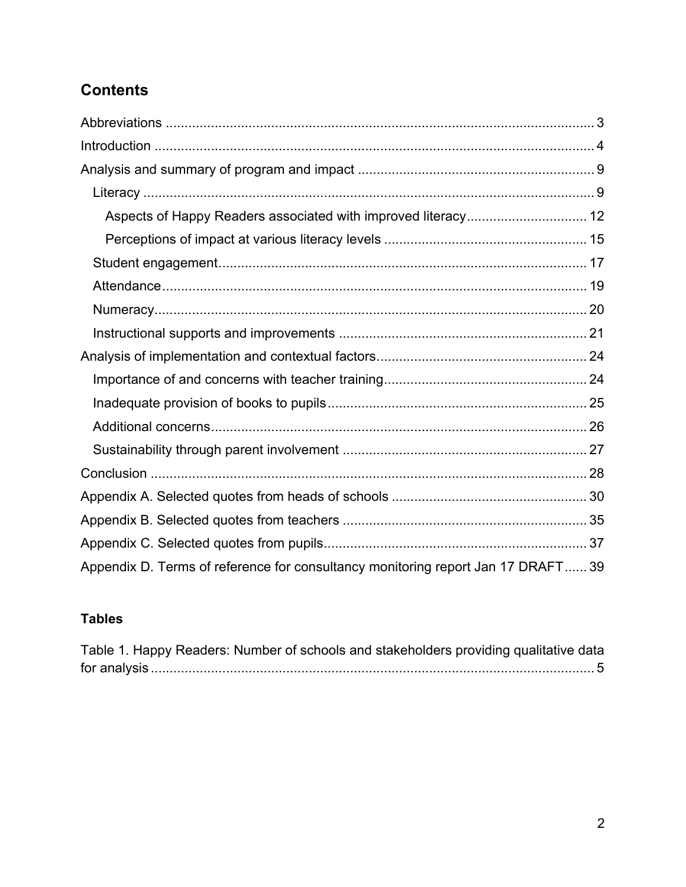## Contents

Abbreviations ..... 3
Introduction ..... 4
Analysis and summary of program and impact ..... 9
  Literacy ..... 9
    Aspects of Happy Readers associated with improved literacy ..... 12
    Perceptions of impact at various literacy levels ..... 15
  Student engagement ..... 17
  Attendance ..... 19
  Numeracy ..... 20
  Instructional supports and improvements ..... 21
Analysis of implementation and contextual factors ..... 24
  Importance of and concerns with teacher training ..... 24
  Inadequate provision of books to pupils ..... 25
  Additional concerns ..... 26
  Sustainability through parent involvement ..... 27
Conclusion ..... 28
Appendix A. Selected quotes from heads of schools ..... 30
Appendix B. Selected quotes from teachers ..... 35
Appendix C. Selected quotes from pupils ..... 37
Appendix D. Terms of reference for consultancy monitoring report Jan 17 DRAFT ..... 39

### Tables

Table 1. Happy Readers: Number of schools and stakeholders providing qualitative data for analysis ..... 5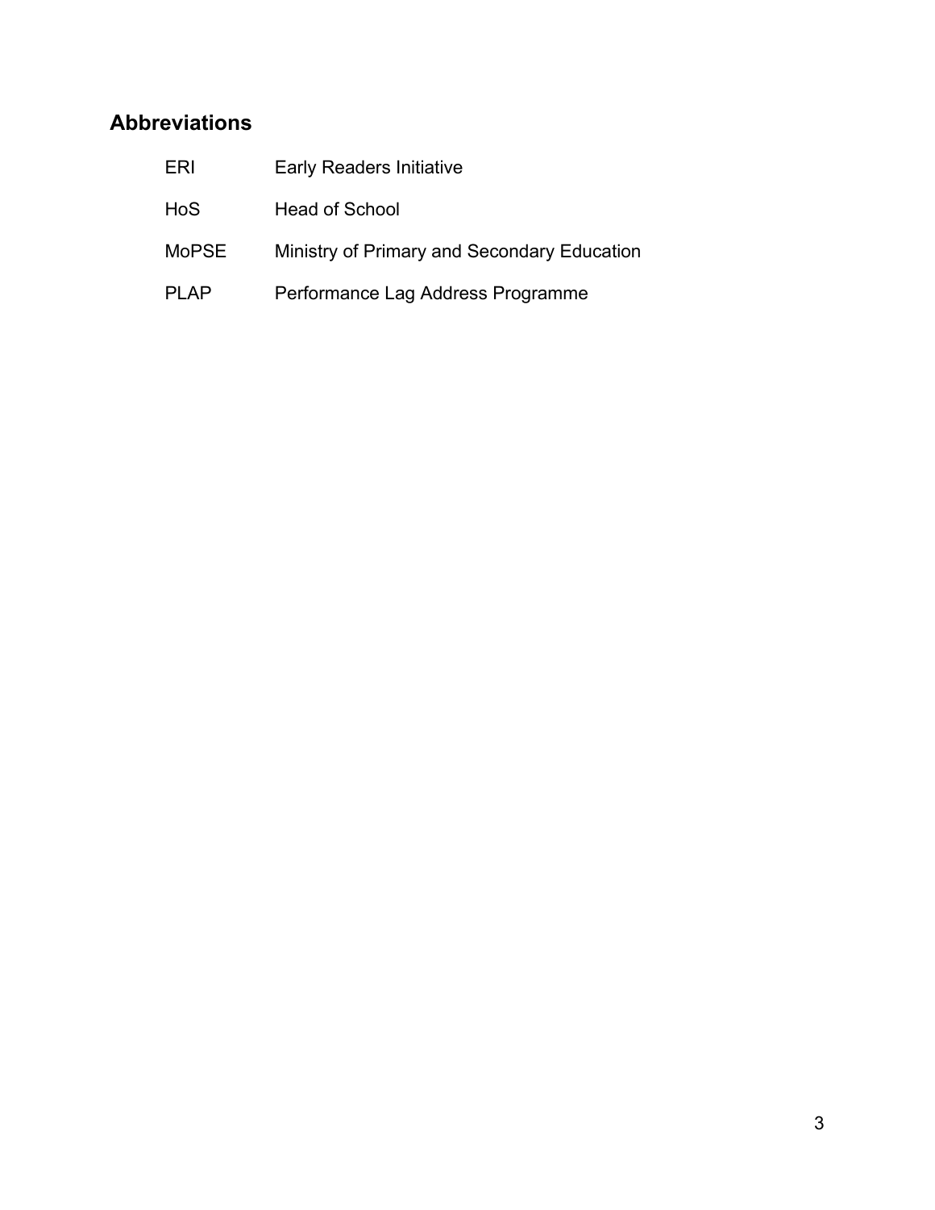## Abbreviations

| | |
|---|---|
| ERI | Early Readers Initiative |
| HoS | Head of School |
| MoPSE | Ministry of Primary and Secondary Education |
| PLAP | Performance Lag Address Programme |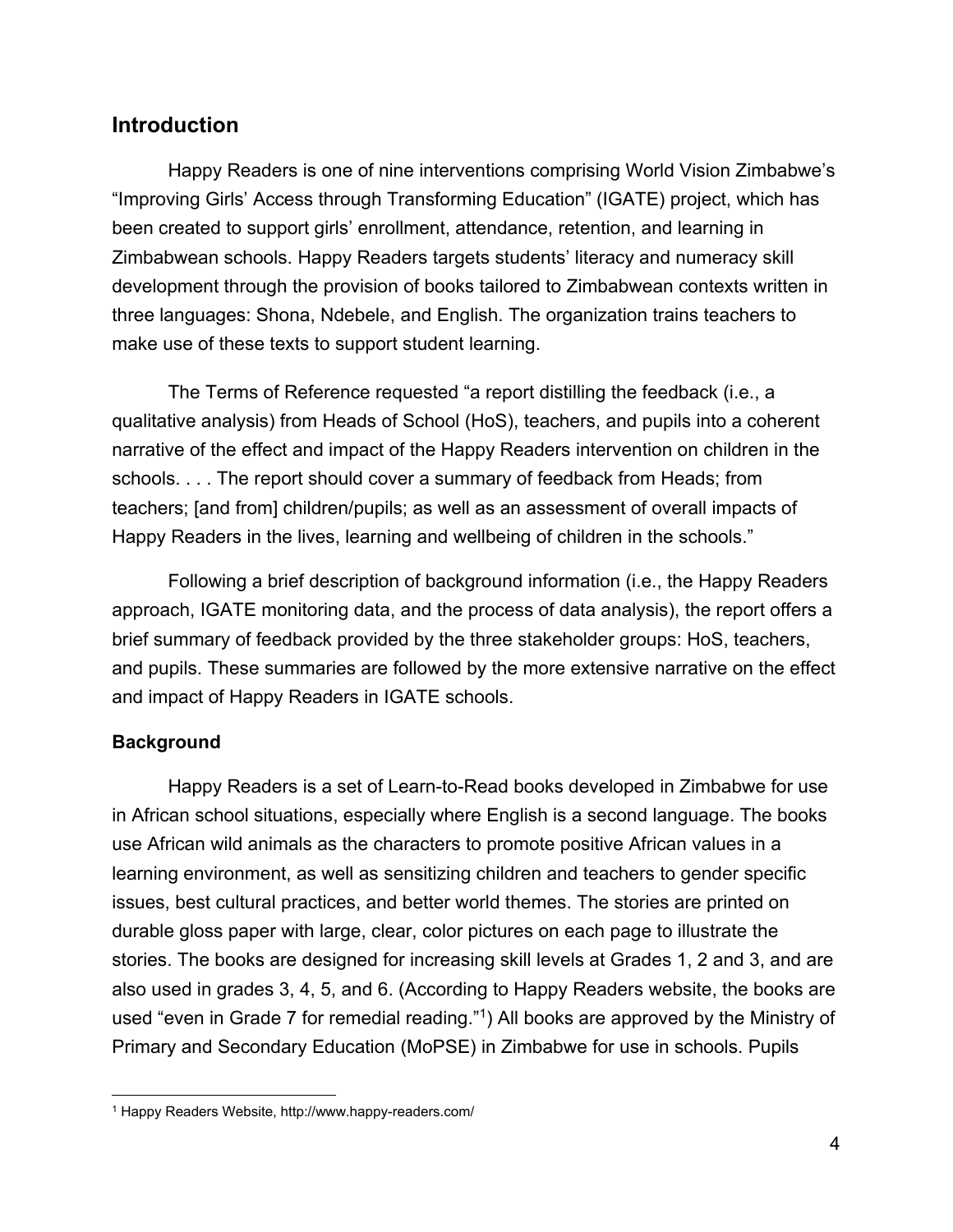## Introduction

Happy Readers is one of nine interventions comprising World Vision Zimbabwe's "Improving Girls' Access through Transforming Education" (IGATE) project, which has been created to support girls' enrollment, attendance, retention, and learning in Zimbabwean schools. Happy Readers targets students' literacy and numeracy skill development through the provision of books tailored to Zimbabwean contexts written in three languages: Shona, Ndebele, and English. The organization trains teachers to make use of these texts to support student learning.

The Terms of Reference requested "a report distilling the feedback (i.e., a qualitative analysis) from Heads of School (HoS), teachers, and pupils into a coherent narrative of the effect and impact of the Happy Readers intervention on children in the schools. . . . The report should cover a summary of feedback from Heads; from teachers; [and from] children/pupils; as well as an assessment of overall impacts of Happy Readers in the lives, learning and wellbeing of children in the schools."

Following a brief description of background information (i.e., the Happy Readers approach, IGATE monitoring data, and the process of data analysis), the report offers a brief summary of feedback provided by the three stakeholder groups: HoS, teachers, and pupils. These summaries are followed by the more extensive narrative on the effect and impact of Happy Readers in IGATE schools.

### Background

Happy Readers is a set of Learn-to-Read books developed in Zimbabwe for use in African school situations, especially where English is a second language. The books use African wild animals as the characters to promote positive African values in a learning environment, as well as sensitizing children and teachers to gender specific issues, best cultural practices, and better world themes. The stories are printed on durable gloss paper with large, clear, color pictures on each page to illustrate the stories. The books are designed for increasing skill levels at Grades 1, 2 and 3, and are also used in grades 3, 4, 5, and 6. (According to Happy Readers website, the books are used "even in Grade 7 for remedial reading."[1]) All books are approved by the Ministry of Primary and Secondary Education (MoPSE) in Zimbabwe for use in schools. Pupils

[1] Happy Readers Website, http://www.happy-readers.com/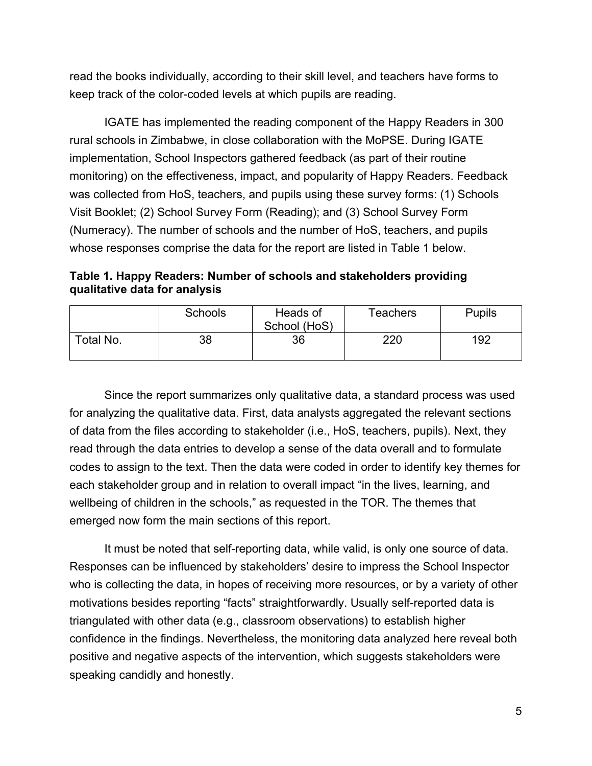read the books individually, according to their skill level, and teachers have forms to keep track of the color-coded levels at which pupils are reading.

IGATE has implemented the reading component of the Happy Readers in 300 rural schools in Zimbabwe, in close collaboration with the MoPSE. During IGATE implementation, School Inspectors gathered feedback (as part of their routine monitoring) on the effectiveness, impact, and popularity of Happy Readers. Feedback was collected from HoS, teachers, and pupils using these survey forms: (1) Schools Visit Booklet; (2) School Survey Form (Reading); and (3) School Survey Form (Numeracy). The number of schools and the number of HoS, teachers, and pupils whose responses comprise the data for the report are listed in Table 1 below.

**Table 1. Happy Readers: Number of schools and stakeholders providing qualitative data for analysis**

| | Schools | Heads of School (HoS) | Teachers | Pupils |
|---|---|---|---|---|
| Total No. | 38 | 36 | 220 | 192 |

Since the report summarizes only qualitative data, a standard process was used for analyzing the qualitative data. First, data analysts aggregated the relevant sections of data from the files according to stakeholder (i.e., HoS, teachers, pupils). Next, they read through the data entries to develop a sense of the data overall and to formulate codes to assign to the text. Then the data were coded in order to identify key themes for each stakeholder group and in relation to overall impact "in the lives, learning, and wellbeing of children in the schools," as requested in the TOR. The themes that emerged now form the main sections of this report.

It must be noted that self-reporting data, while valid, is only one source of data. Responses can be influenced by stakeholders' desire to impress the School Inspector who is collecting the data, in hopes of receiving more resources, or by a variety of other motivations besides reporting "facts" straightforwardly. Usually self-reported data is triangulated with other data (e.g., classroom observations) to establish higher confidence in the findings. Nevertheless, the monitoring data analyzed here reveal both positive and negative aspects of the intervention, which suggests stakeholders were speaking candidly and honestly.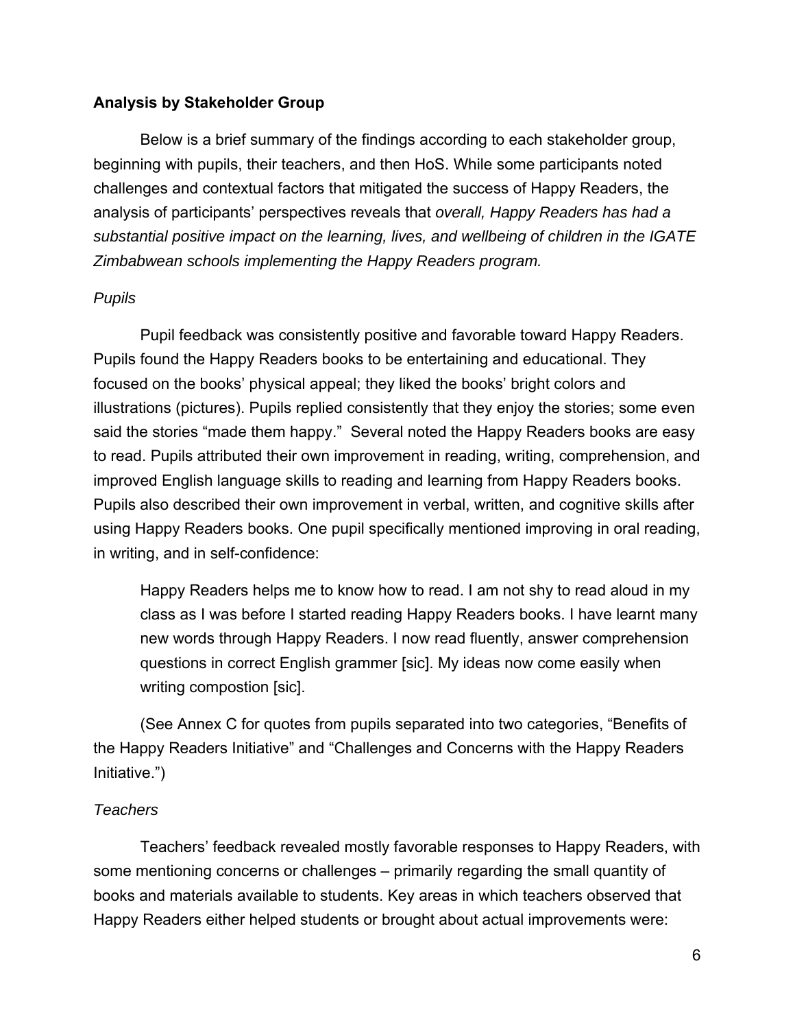**Analysis by Stakeholder Group**

Below is a brief summary of the findings according to each stakeholder group, beginning with pupils, their teachers, and then HoS. While some participants noted challenges and contextual factors that mitigated the success of Happy Readers, the analysis of participants' perspectives reveals that *overall, Happy Readers has had a substantial positive impact on the learning, lives, and wellbeing of children in the IGATE Zimbabwean schools implementing the Happy Readers program.*

*Pupils*

Pupil feedback was consistently positive and favorable toward Happy Readers. Pupils found the Happy Readers books to be entertaining and educational. They focused on the books' physical appeal; they liked the books' bright colors and illustrations (pictures). Pupils replied consistently that they enjoy the stories; some even said the stories "made them happy." Several noted the Happy Readers books are easy to read. Pupils attributed their own improvement in reading, writing, comprehension, and improved English language skills to reading and learning from Happy Readers books. Pupils also described their own improvement in verbal, written, and cognitive skills after using Happy Readers books. One pupil specifically mentioned improving in oral reading, in writing, and in self-confidence:

> Happy Readers helps me to know how to read. I am not shy to read aloud in my class as I was before I started reading Happy Readers books. I have learnt many new words through Happy Readers. I now read fluently, answer comprehension questions in correct English grammer [sic]. My ideas now come easily when writing compostion [sic].

(See Annex C for quotes from pupils separated into two categories, "Benefits of the Happy Readers Initiative" and "Challenges and Concerns with the Happy Readers Initiative.")

*Teachers*

Teachers' feedback revealed mostly favorable responses to Happy Readers, with some mentioning concerns or challenges – primarily regarding the small quantity of books and materials available to students. Key areas in which teachers observed that Happy Readers either helped students or brought about actual improvements were: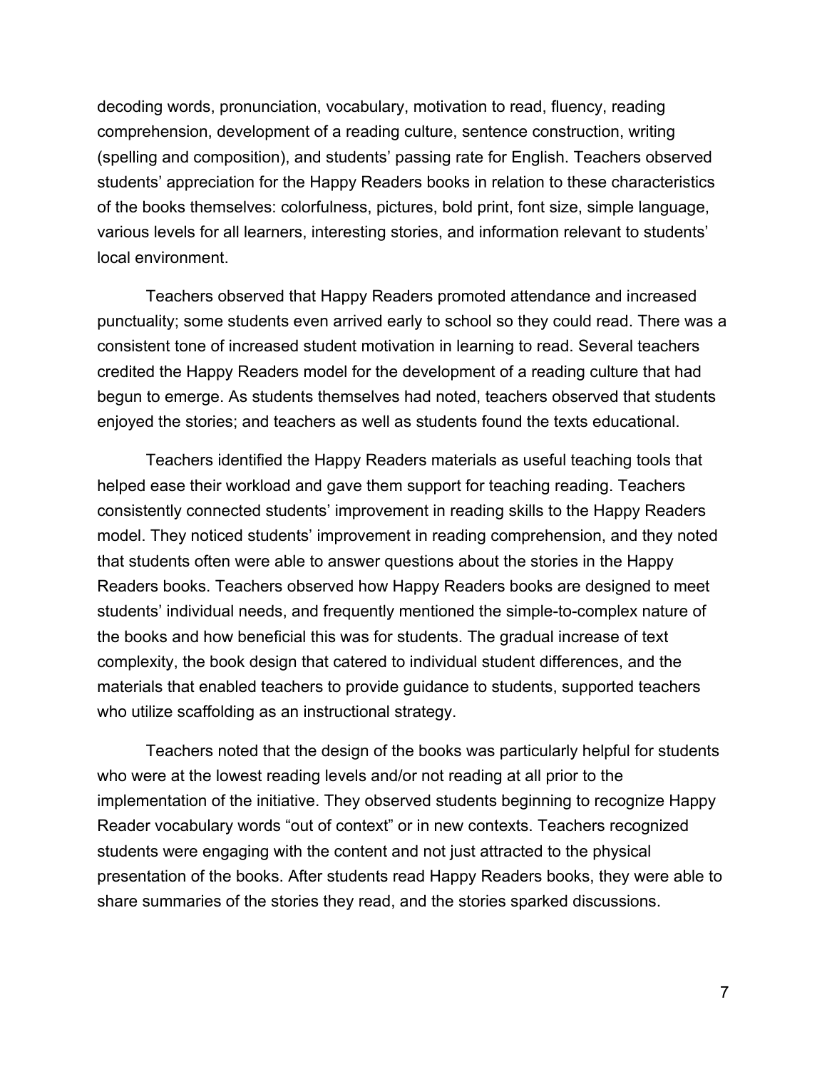decoding words, pronunciation, vocabulary, motivation to read, fluency, reading comprehension, development of a reading culture, sentence construction, writing (spelling and composition), and students' passing rate for English. Teachers observed students' appreciation for the Happy Readers books in relation to these characteristics of the books themselves: colorfulness, pictures, bold print, font size, simple language, various levels for all learners, interesting stories, and information relevant to students' local environment.

Teachers observed that Happy Readers promoted attendance and increased punctuality; some students even arrived early to school so they could read. There was a consistent tone of increased student motivation in learning to read. Several teachers credited the Happy Readers model for the development of a reading culture that had begun to emerge. As students themselves had noted, teachers observed that students enjoyed the stories; and teachers as well as students found the texts educational.

Teachers identified the Happy Readers materials as useful teaching tools that helped ease their workload and gave them support for teaching reading. Teachers consistently connected students' improvement in reading skills to the Happy Readers model. They noticed students' improvement in reading comprehension, and they noted that students often were able to answer questions about the stories in the Happy Readers books. Teachers observed how Happy Readers books are designed to meet students' individual needs, and frequently mentioned the simple-to-complex nature of the books and how beneficial this was for students. The gradual increase of text complexity, the book design that catered to individual student differences, and the materials that enabled teachers to provide guidance to students, supported teachers who utilize scaffolding as an instructional strategy.

Teachers noted that the design of the books was particularly helpful for students who were at the lowest reading levels and/or not reading at all prior to the implementation of the initiative. They observed students beginning to recognize Happy Reader vocabulary words "out of context" or in new contexts. Teachers recognized students were engaging with the content and not just attracted to the physical presentation of the books. After students read Happy Readers books, they were able to share summaries of the stories they read, and the stories sparked discussions.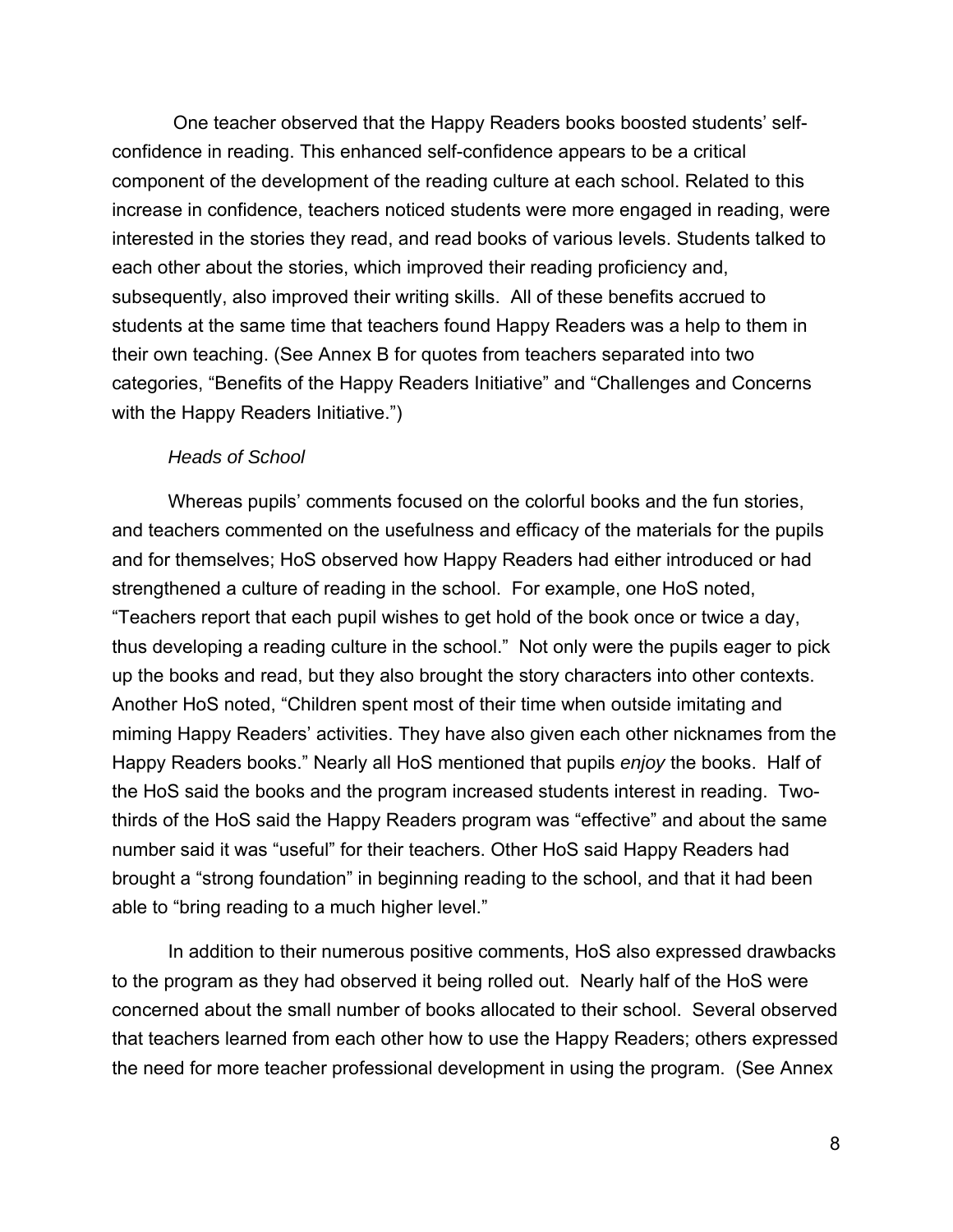One teacher observed that the Happy Readers books boosted students' self-confidence in reading. This enhanced self-confidence appears to be a critical component of the development of the reading culture at each school. Related to this increase in confidence, teachers noticed students were more engaged in reading, were interested in the stories they read, and read books of various levels. Students talked to each other about the stories, which improved their reading proficiency and, subsequently, also improved their writing skills. All of these benefits accrued to students at the same time that teachers found Happy Readers was a help to them in their own teaching. (See Annex B for quotes from teachers separated into two categories, "Benefits of the Happy Readers Initiative" and "Challenges and Concerns with the Happy Readers Initiative.")

*Heads of School*

Whereas pupils' comments focused on the colorful books and the fun stories, and teachers commented on the usefulness and efficacy of the materials for the pupils and for themselves; HoS observed how Happy Readers had either introduced or had strengthened a culture of reading in the school. For example, one HoS noted, "Teachers report that each pupil wishes to get hold of the book once or twice a day, thus developing a reading culture in the school." Not only were the pupils eager to pick up the books and read, but they also brought the story characters into other contexts. Another HoS noted, "Children spent most of their time when outside imitating and miming Happy Readers' activities. They have also given each other nicknames from the Happy Readers books." Nearly all HoS mentioned that pupils *enjoy* the books. Half of the HoS said the books and the program increased students interest in reading. Two-thirds of the HoS said the Happy Readers program was "effective" and about the same number said it was "useful" for their teachers. Other HoS said Happy Readers had brought a "strong foundation" in beginning reading to the school, and that it had been able to "bring reading to a much higher level."

In addition to their numerous positive comments, HoS also expressed drawbacks to the program as they had observed it being rolled out. Nearly half of the HoS were concerned about the small number of books allocated to their school. Several observed that teachers learned from each other how to use the Happy Readers; others expressed the need for more teacher professional development in using the program. (See Annex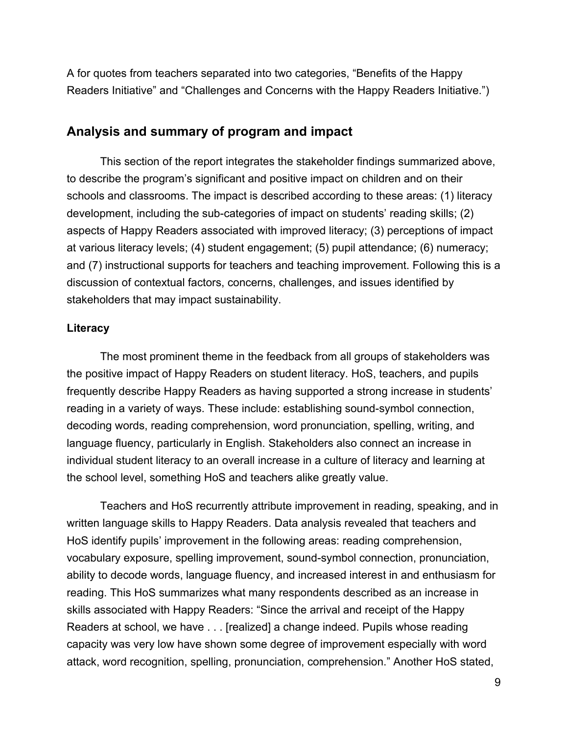A for quotes from teachers separated into two categories, "Benefits of the Happy Readers Initiative" and "Challenges and Concerns with the Happy Readers Initiative.")

## Analysis and summary of program and impact

This section of the report integrates the stakeholder findings summarized above, to describe the program's significant and positive impact on children and on their schools and classrooms. The impact is described according to these areas: (1) literacy development, including the sub-categories of impact on students' reading skills; (2) aspects of Happy Readers associated with improved literacy; (3) perceptions of impact at various literacy levels; (4) student engagement; (5) pupil attendance; (6) numeracy; and (7) instructional supports for teachers and teaching improvement. Following this is a discussion of contextual factors, concerns, challenges, and issues identified by stakeholders that may impact sustainability.

### Literacy

The most prominent theme in the feedback from all groups of stakeholders was the positive impact of Happy Readers on student literacy. HoS, teachers, and pupils frequently describe Happy Readers as having supported a strong increase in students' reading in a variety of ways. These include: establishing sound-symbol connection, decoding words, reading comprehension, word pronunciation, spelling, writing, and language fluency, particularly in English. Stakeholders also connect an increase in individual student literacy to an overall increase in a culture of literacy and learning at the school level, something HoS and teachers alike greatly value.

Teachers and HoS recurrently attribute improvement in reading, speaking, and in written language skills to Happy Readers. Data analysis revealed that teachers and HoS identify pupils' improvement in the following areas: reading comprehension, vocabulary exposure, spelling improvement, sound-symbol connection, pronunciation, ability to decode words, language fluency, and increased interest in and enthusiasm for reading. This HoS summarizes what many respondents described as an increase in skills associated with Happy Readers: "Since the arrival and receipt of the Happy Readers at school, we have . . . [realized] a change indeed. Pupils whose reading capacity was very low have shown some degree of improvement especially with word attack, word recognition, spelling, pronunciation, comprehension." Another HoS stated,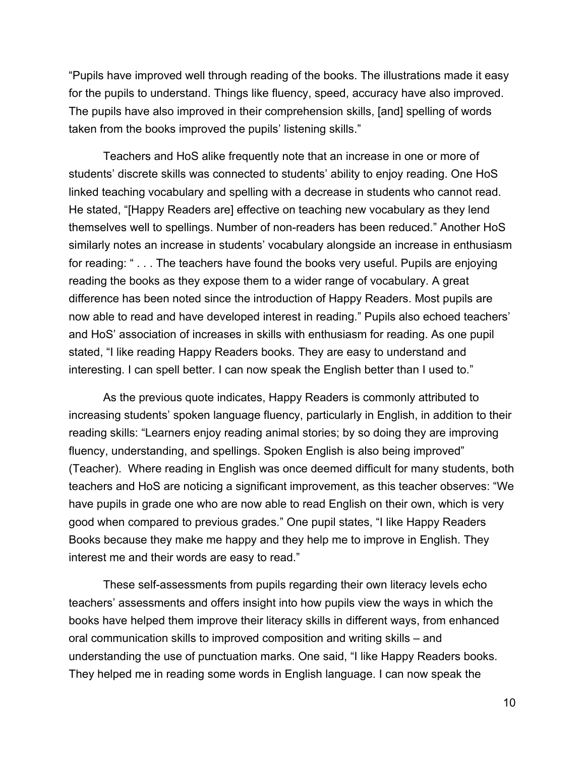"Pupils have improved well through reading of the books. The illustrations made it easy for the pupils to understand. Things like fluency, speed, accuracy have also improved. The pupils have also improved in their comprehension skills, [and] spelling of words taken from the books improved the pupils' listening skills."

Teachers and HoS alike frequently note that an increase in one or more of students' discrete skills was connected to students' ability to enjoy reading. One HoS linked teaching vocabulary and spelling with a decrease in students who cannot read. He stated, "[Happy Readers are] effective on teaching new vocabulary as they lend themselves well to spellings. Number of non-readers has been reduced." Another HoS similarly notes an increase in students' vocabulary alongside an increase in enthusiasm for reading: " . . . The teachers have found the books very useful. Pupils are enjoying reading the books as they expose them to a wider range of vocabulary. A great difference has been noted since the introduction of Happy Readers. Most pupils are now able to read and have developed interest in reading." Pupils also echoed teachers' and HoS' association of increases in skills with enthusiasm for reading. As one pupil stated, "I like reading Happy Readers books. They are easy to understand and interesting. I can spell better. I can now speak the English better than I used to."

As the previous quote indicates, Happy Readers is commonly attributed to increasing students' spoken language fluency, particularly in English, in addition to their reading skills: "Learners enjoy reading animal stories; by so doing they are improving fluency, understanding, and spellings. Spoken English is also being improved" (Teacher). Where reading in English was once deemed difficult for many students, both teachers and HoS are noticing a significant improvement, as this teacher observes: "We have pupils in grade one who are now able to read English on their own, which is very good when compared to previous grades." One pupil states, "I like Happy Readers Books because they make me happy and they help me to improve in English. They interest me and their words are easy to read."

These self-assessments from pupils regarding their own literacy levels echo teachers' assessments and offers insight into how pupils view the ways in which the books have helped them improve their literacy skills in different ways, from enhanced oral communication skills to improved composition and writing skills – and understanding the use of punctuation marks. One said, "I like Happy Readers books. They helped me in reading some words in English language. I can now speak the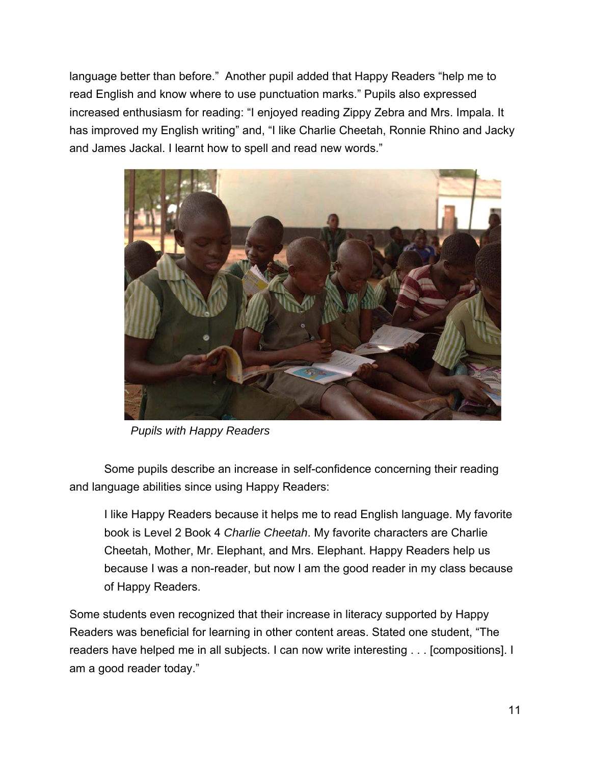language better than before." Another pupil added that Happy Readers "help me to read English and know where to use punctuation marks." Pupils also expressed increased enthusiasm for reading: "I enjoyed reading Zippy Zebra and Mrs. Impala. It has improved my English writing" and, "I like Charlie Cheetah, Ronnie Rhino and Jacky and James Jackal. I learnt how to spell and read new words."

*Pupils with Happy Readers*

Some pupils describe an increase in self-confidence concerning their reading and language abilities since using Happy Readers:

> I like Happy Readers because it helps me to read English language. My favorite book is Level 2 Book 4 *Charlie Cheetah*. My favorite characters are Charlie Cheetah, Mother, Mr. Elephant, and Mrs. Elephant. Happy Readers help us because I was a non-reader, but now I am the good reader in my class because of Happy Readers.

Some students even recognized that their increase in literacy supported by Happy Readers was beneficial for learning in other content areas. Stated one student, "The readers have helped me in all subjects. I can now write interesting . . . [compositions]. I am a good reader today."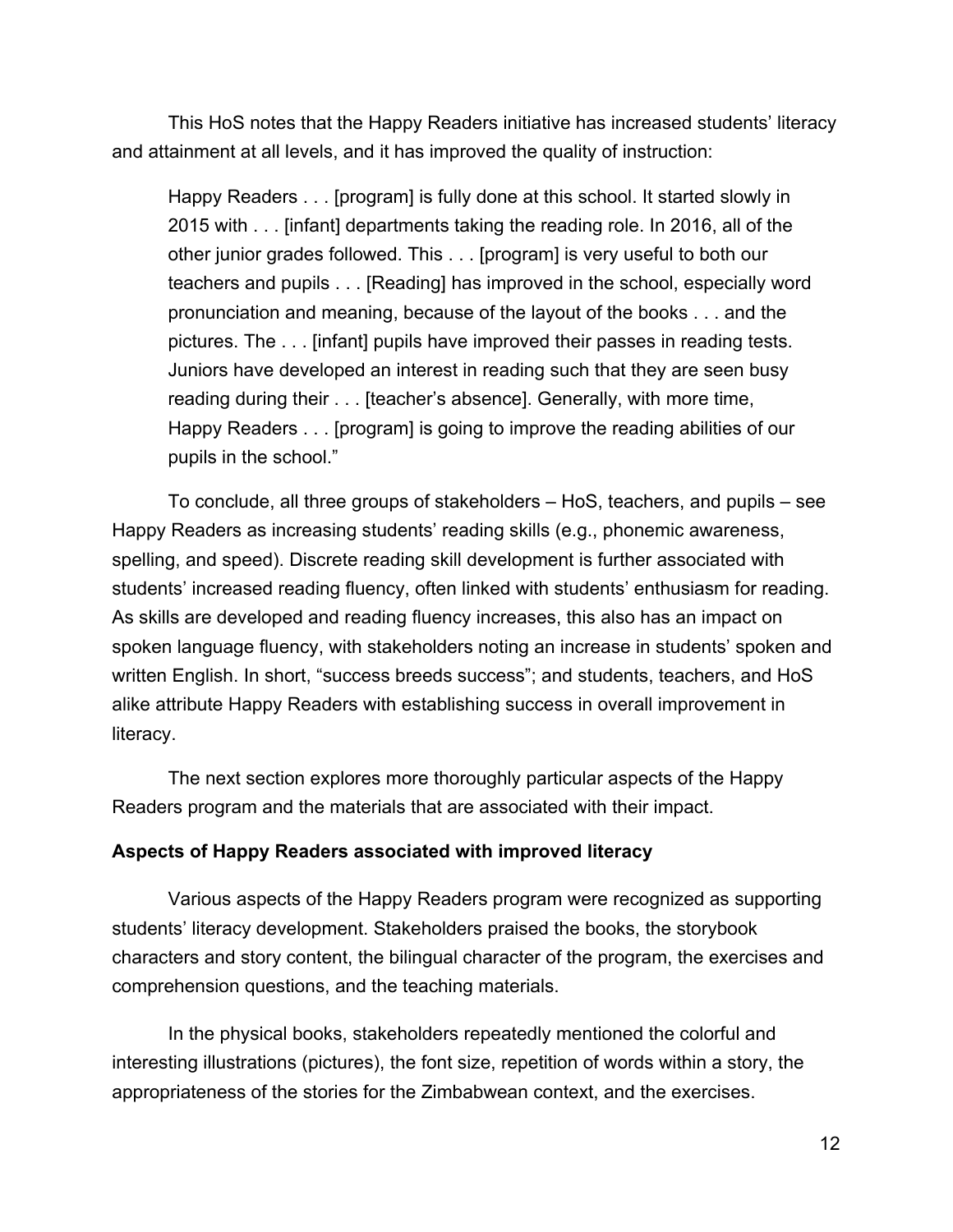This HoS notes that the Happy Readers initiative has increased students' literacy and attainment at all levels, and it has improved the quality of instruction:

> Happy Readers . . . [program] is fully done at this school. It started slowly in 2015 with . . . [infant] departments taking the reading role. In 2016, all of the other junior grades followed. This . . . [program] is very useful to both our teachers and pupils . . . [Reading] has improved in the school, especially word pronunciation and meaning, because of the layout of the books . . . and the pictures. The . . . [infant] pupils have improved their passes in reading tests. Juniors have developed an interest in reading such that they are seen busy reading during their . . . [teacher's absence]. Generally, with more time, Happy Readers . . . [program] is going to improve the reading abilities of our pupils in the school."

To conclude, all three groups of stakeholders – HoS, teachers, and pupils – see Happy Readers as increasing students' reading skills (e.g., phonemic awareness, spelling, and speed). Discrete reading skill development is further associated with students' increased reading fluency, often linked with students' enthusiasm for reading. As skills are developed and reading fluency increases, this also has an impact on spoken language fluency, with stakeholders noting an increase in students' spoken and written English. In short, "success breeds success"; and students, teachers, and HoS alike attribute Happy Readers with establishing success in overall improvement in literacy.

The next section explores more thoroughly particular aspects of the Happy Readers program and the materials that are associated with their impact.

**Aspects of Happy Readers associated with improved literacy**

Various aspects of the Happy Readers program were recognized as supporting students' literacy development. Stakeholders praised the books, the storybook characters and story content, the bilingual character of the program, the exercises and comprehension questions, and the teaching materials.

In the physical books, stakeholders repeatedly mentioned the colorful and interesting illustrations (pictures), the font size, repetition of words within a story, the appropriateness of the stories for the Zimbabwean context, and the exercises.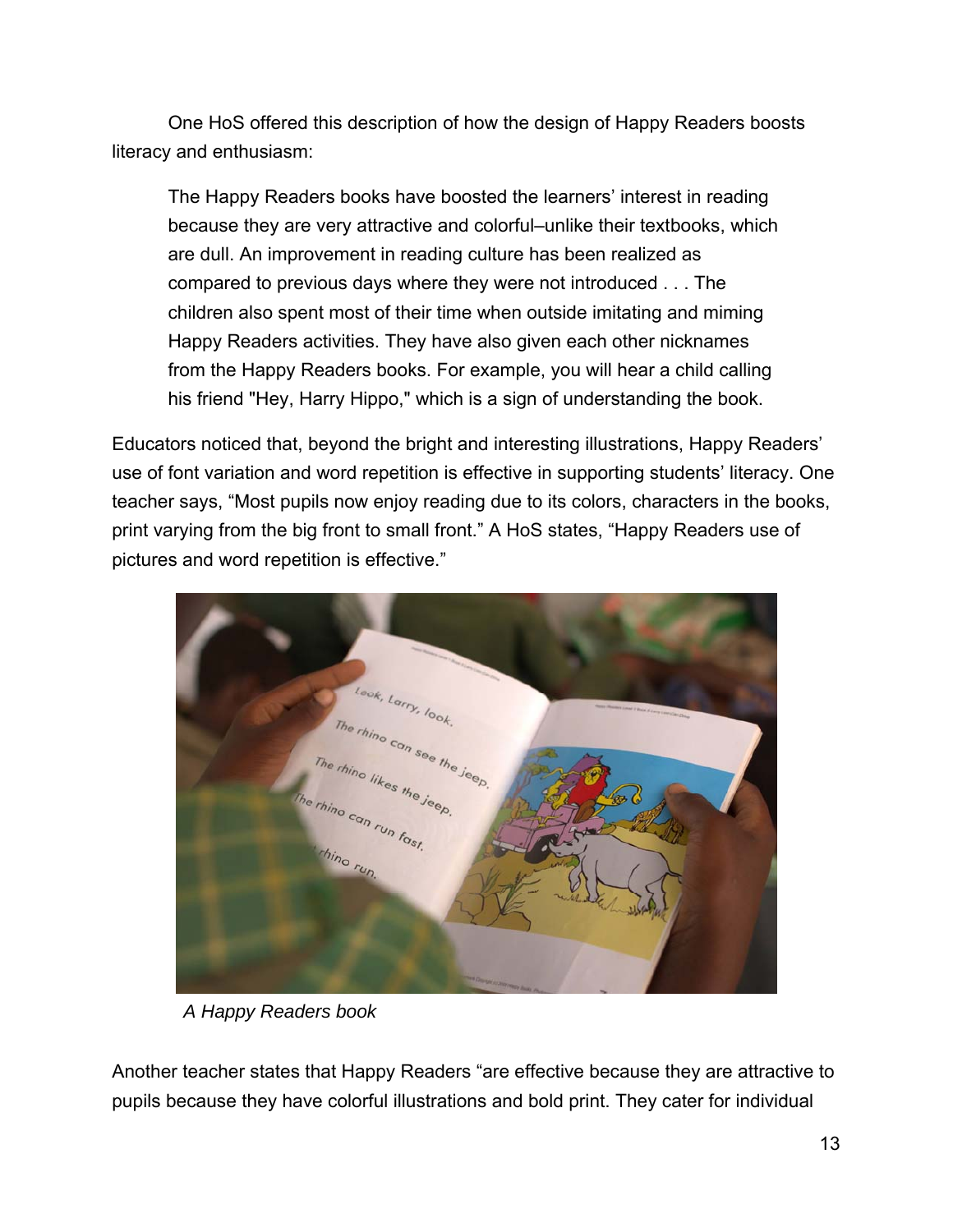One HoS offered this description of how the design of Happy Readers boosts literacy and enthusiasm:

> The Happy Readers books have boosted the learners' interest in reading because they are very attractive and colorful–unlike their textbooks, which are dull. An improvement in reading culture has been realized as compared to previous days where they were not introduced . . . The children also spent most of their time when outside imitating and miming Happy Readers activities. They have also given each other nicknames from the Happy Readers books. For example, you will hear a child calling his friend "Hey, Harry Hippo," which is a sign of understanding the book.

Educators noticed that, beyond the bright and interesting illustrations, Happy Readers' use of font variation and word repetition is effective in supporting students' literacy. One teacher says, "Most pupils now enjoy reading due to its colors, characters in the books, print varying from the big front to small front." A HoS states, "Happy Readers use of pictures and word repetition is effective."

*A Happy Readers book*

Another teacher states that Happy Readers "are effective because they are attractive to pupils because they have colorful illustrations and bold print. They cater for individual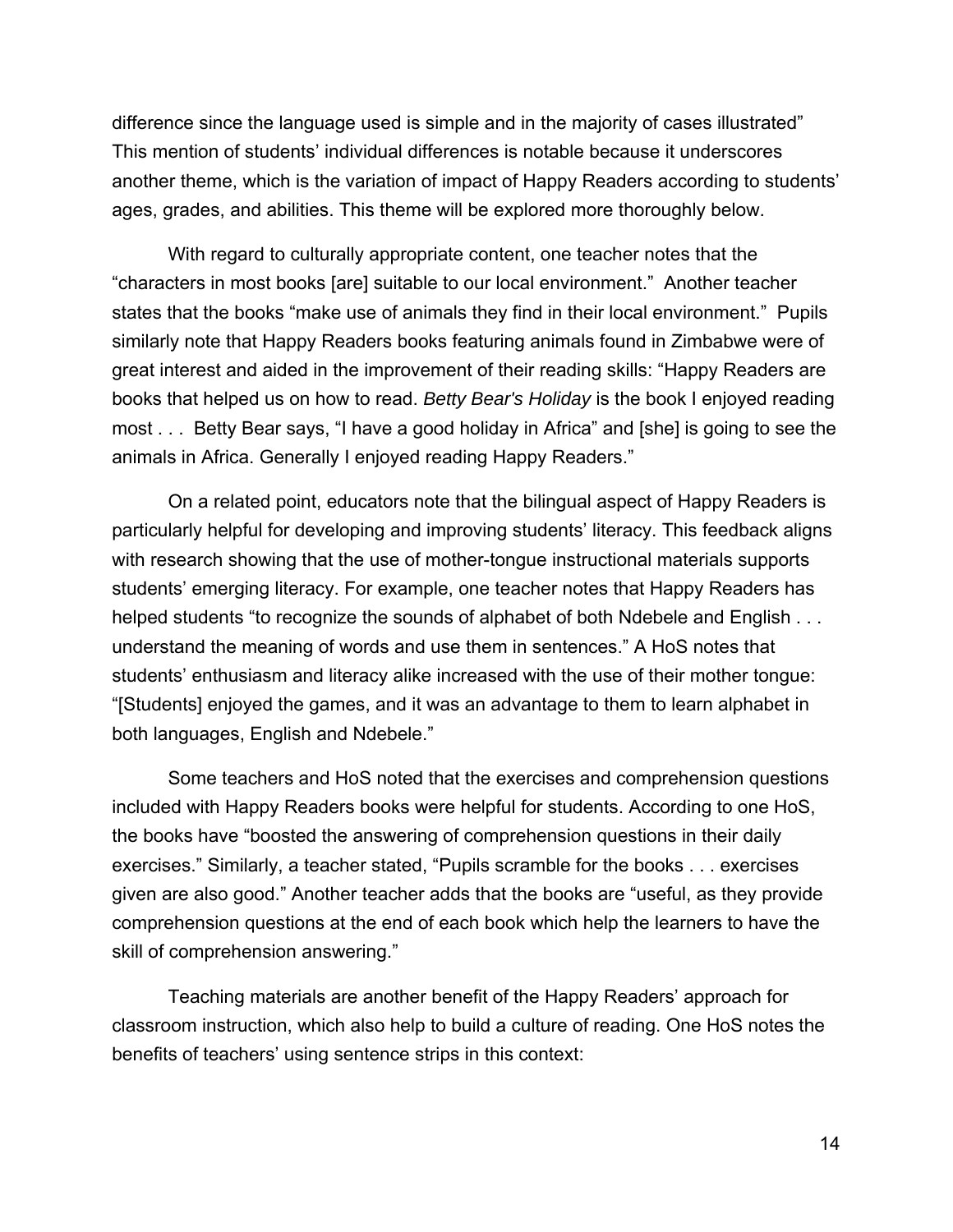difference since the language used is simple and in the majority of cases illustrated" This mention of students' individual differences is notable because it underscores another theme, which is the variation of impact of Happy Readers according to students' ages, grades, and abilities. This theme will be explored more thoroughly below.

With regard to culturally appropriate content, one teacher notes that the "characters in most books [are] suitable to our local environment." Another teacher states that the books "make use of animals they find in their local environment." Pupils similarly note that Happy Readers books featuring animals found in Zimbabwe were of great interest and aided in the improvement of their reading skills: "Happy Readers are books that helped us on how to read. *Betty Bear's Holiday* is the book I enjoyed reading most . . . Betty Bear says, "I have a good holiday in Africa" and [she] is going to see the animals in Africa. Generally I enjoyed reading Happy Readers."

On a related point, educators note that the bilingual aspect of Happy Readers is particularly helpful for developing and improving students' literacy. This feedback aligns with research showing that the use of mother-tongue instructional materials supports students' emerging literacy. For example, one teacher notes that Happy Readers has helped students "to recognize the sounds of alphabet of both Ndebele and English . . . understand the meaning of words and use them in sentences." A HoS notes that students' enthusiasm and literacy alike increased with the use of their mother tongue: "[Students] enjoyed the games, and it was an advantage to them to learn alphabet in both languages, English and Ndebele."

Some teachers and HoS noted that the exercises and comprehension questions included with Happy Readers books were helpful for students. According to one HoS, the books have "boosted the answering of comprehension questions in their daily exercises." Similarly, a teacher stated, "Pupils scramble for the books . . . exercises given are also good." Another teacher adds that the books are "useful, as they provide comprehension questions at the end of each book which help the learners to have the skill of comprehension answering."

Teaching materials are another benefit of the Happy Readers' approach for classroom instruction, which also help to build a culture of reading. One HoS notes the benefits of teachers' using sentence strips in this context: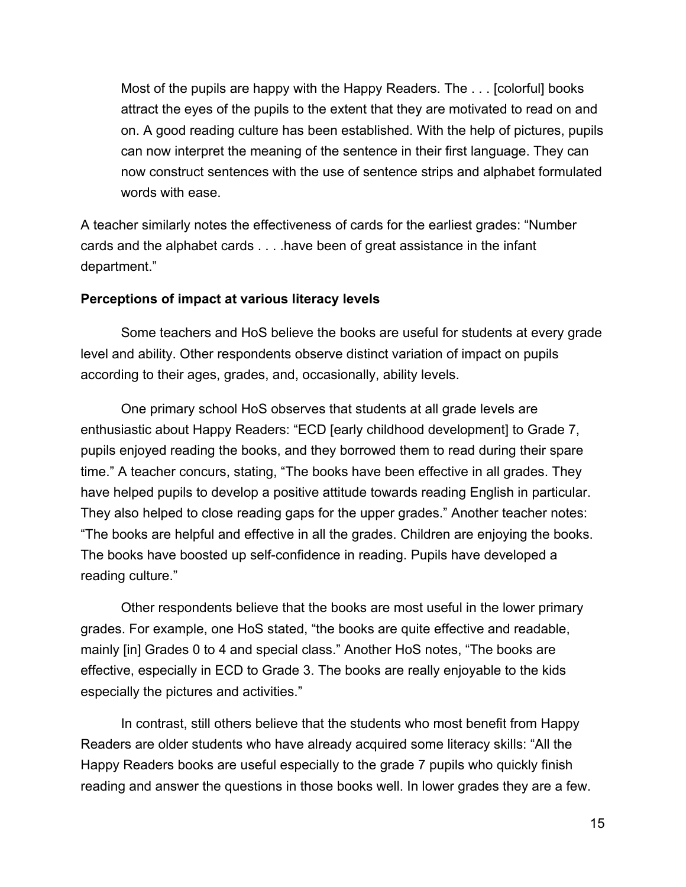> Most of the pupils are happy with the Happy Readers. The . . . [colorful] books attract the eyes of the pupils to the extent that they are motivated to read on and on. A good reading culture has been established. With the help of pictures, pupils can now interpret the meaning of the sentence in their first language. They can now construct sentences with the use of sentence strips and alphabet formulated words with ease.

A teacher similarly notes the effectiveness of cards for the earliest grades: "Number cards and the alphabet cards . . . .have been of great assistance in the infant department."

**Perceptions of impact at various literacy levels**

Some teachers and HoS believe the books are useful for students at every grade level and ability. Other respondents observe distinct variation of impact on pupils according to their ages, grades, and, occasionally, ability levels.

One primary school HoS observes that students at all grade levels are enthusiastic about Happy Readers: "ECD [early childhood development] to Grade 7, pupils enjoyed reading the books, and they borrowed them to read during their spare time." A teacher concurs, stating, "The books have been effective in all grades. They have helped pupils to develop a positive attitude towards reading English in particular. They also helped to close reading gaps for the upper grades." Another teacher notes: "The books are helpful and effective in all the grades. Children are enjoying the books. The books have boosted up self-confidence in reading. Pupils have developed a reading culture."

Other respondents believe that the books are most useful in the lower primary grades. For example, one HoS stated, "the books are quite effective and readable, mainly [in] Grades 0 to 4 and special class." Another HoS notes, "The books are effective, especially in ECD to Grade 3. The books are really enjoyable to the kids especially the pictures and activities."

In contrast, still others believe that the students who most benefit from Happy Readers are older students who have already acquired some literacy skills: "All the Happy Readers books are useful especially to the grade 7 pupils who quickly finish reading and answer the questions in those books well. In lower grades they are a few.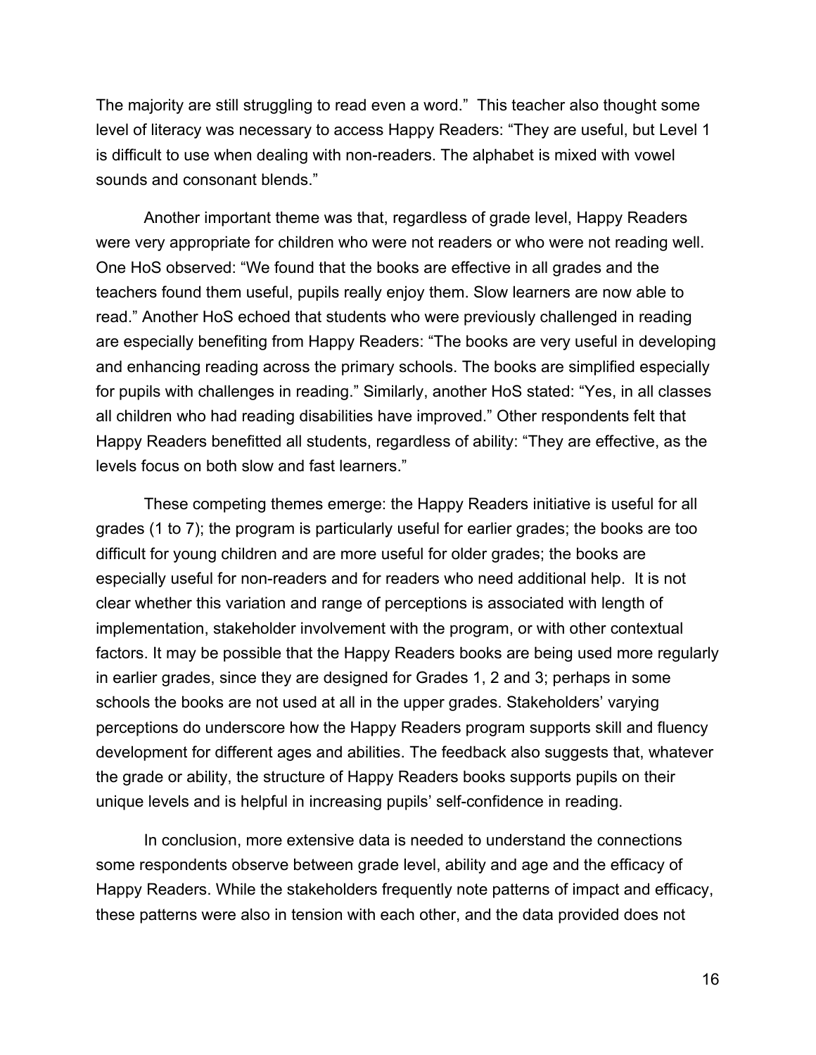The majority are still struggling to read even a word." This teacher also thought some level of literacy was necessary to access Happy Readers: "They are useful, but Level 1 is difficult to use when dealing with non-readers. The alphabet is mixed with vowel sounds and consonant blends."

Another important theme was that, regardless of grade level, Happy Readers were very appropriate for children who were not readers or who were not reading well. One HoS observed: "We found that the books are effective in all grades and the teachers found them useful, pupils really enjoy them. Slow learners are now able to read." Another HoS echoed that students who were previously challenged in reading are especially benefiting from Happy Readers: "The books are very useful in developing and enhancing reading across the primary schools. The books are simplified especially for pupils with challenges in reading." Similarly, another HoS stated: "Yes, in all classes all children who had reading disabilities have improved." Other respondents felt that Happy Readers benefitted all students, regardless of ability: "They are effective, as the levels focus on both slow and fast learners."

These competing themes emerge: the Happy Readers initiative is useful for all grades (1 to 7); the program is particularly useful for earlier grades; the books are too difficult for young children and are more useful for older grades; the books are especially useful for non-readers and for readers who need additional help. It is not clear whether this variation and range of perceptions is associated with length of implementation, stakeholder involvement with the program, or with other contextual factors. It may be possible that the Happy Readers books are being used more regularly in earlier grades, since they are designed for Grades 1, 2 and 3; perhaps in some schools the books are not used at all in the upper grades. Stakeholders' varying perceptions do underscore how the Happy Readers program supports skill and fluency development for different ages and abilities. The feedback also suggests that, whatever the grade or ability, the structure of Happy Readers books supports pupils on their unique levels and is helpful in increasing pupils' self-confidence in reading.

In conclusion, more extensive data is needed to understand the connections some respondents observe between grade level, ability and age and the efficacy of Happy Readers. While the stakeholders frequently note patterns of impact and efficacy, these patterns were also in tension with each other, and the data provided does not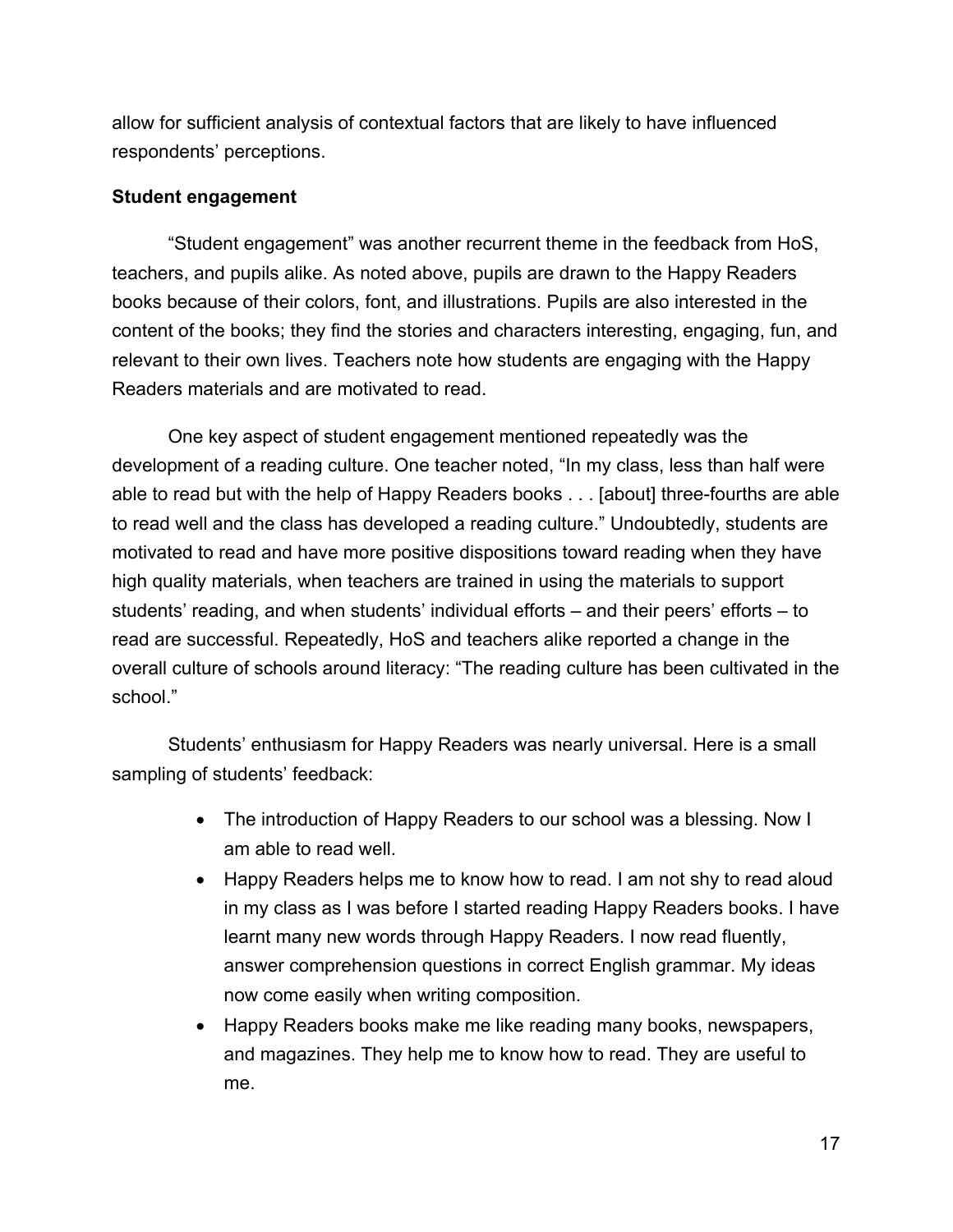allow for sufficient analysis of contextual factors that are likely to have influenced respondents' perceptions.

**Student engagement**

"Student engagement" was another recurrent theme in the feedback from HoS, teachers, and pupils alike. As noted above, pupils are drawn to the Happy Readers books because of their colors, font, and illustrations. Pupils are also interested in the content of the books; they find the stories and characters interesting, engaging, fun, and relevant to their own lives. Teachers note how students are engaging with the Happy Readers materials and are motivated to read.

One key aspect of student engagement mentioned repeatedly was the development of a reading culture. One teacher noted, "In my class, less than half were able to read but with the help of Happy Readers books . . . [about] three-fourths are able to read well and the class has developed a reading culture." Undoubtedly, students are motivated to read and have more positive dispositions toward reading when they have high quality materials, when teachers are trained in using the materials to support students' reading, and when students' individual efforts – and their peers' efforts – to read are successful. Repeatedly, HoS and teachers alike reported a change in the overall culture of schools around literacy: "The reading culture has been cultivated in the school."

Students' enthusiasm for Happy Readers was nearly universal. Here is a small sampling of students' feedback:

- The introduction of Happy Readers to our school was a blessing. Now I am able to read well.
- Happy Readers helps me to know how to read. I am not shy to read aloud in my class as I was before I started reading Happy Readers books. I have learnt many new words through Happy Readers. I now read fluently, answer comprehension questions in correct English grammar. My ideas now come easily when writing composition.
- Happy Readers books make me like reading many books, newspapers, and magazines. They help me to know how to read. They are useful to me.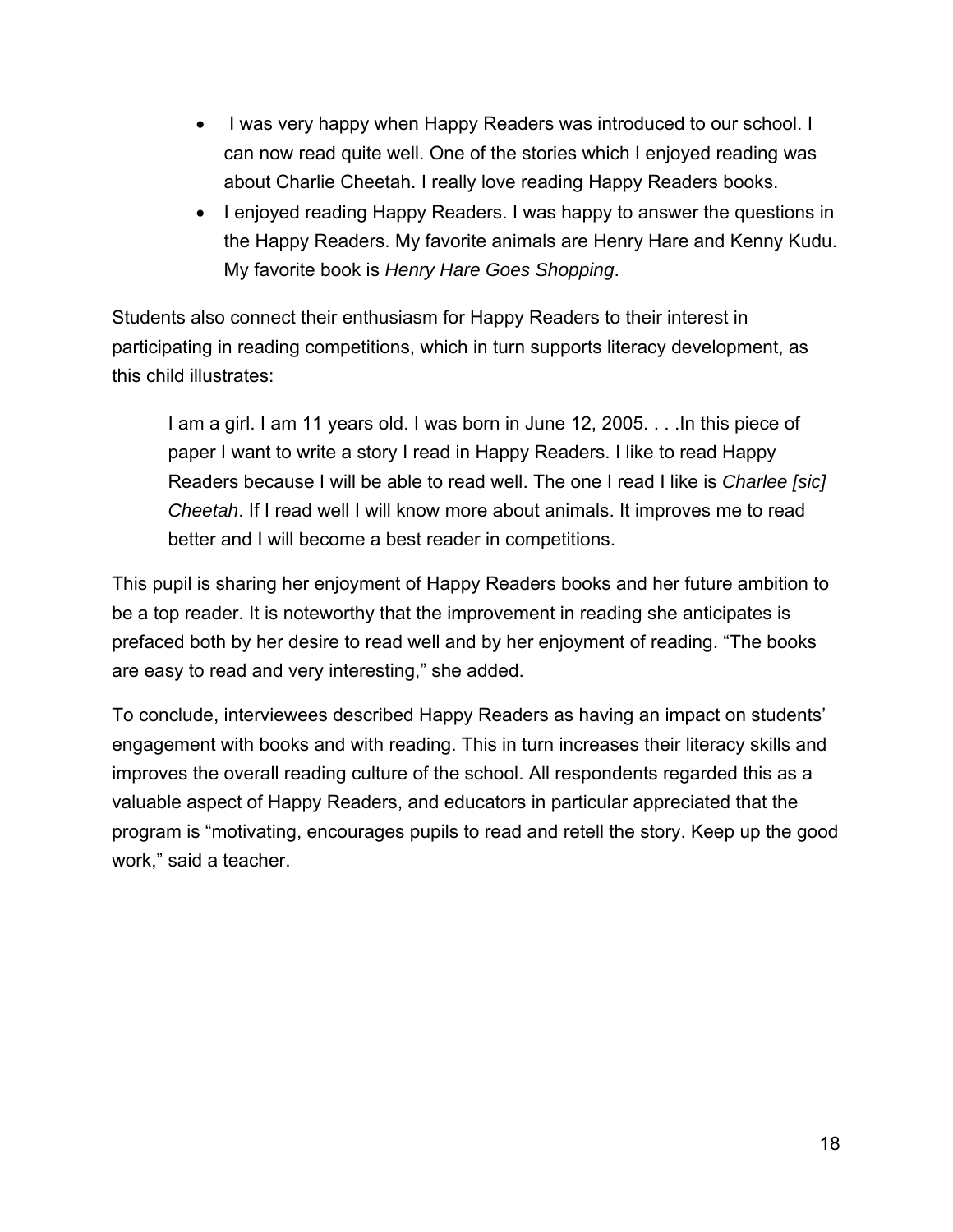- I was very happy when Happy Readers was introduced to our school. I can now read quite well. One of the stories which I enjoyed reading was about Charlie Cheetah. I really love reading Happy Readers books.
- I enjoyed reading Happy Readers. I was happy to answer the questions in the Happy Readers. My favorite animals are Henry Hare and Kenny Kudu. My favorite book is *Henry Hare Goes Shopping*.

Students also connect their enthusiasm for Happy Readers to their interest in participating in reading competitions, which in turn supports literacy development, as this child illustrates:

> I am a girl. I am 11 years old. I was born in June 12, 2005. . . .In this piece of paper I want to write a story I read in Happy Readers. I like to read Happy Readers because I will be able to read well. The one I read I like is *Charlee [sic] Cheetah*. If I read well I will know more about animals. It improves me to read better and I will become a best reader in competitions.

This pupil is sharing her enjoyment of Happy Readers books and her future ambition to be a top reader. It is noteworthy that the improvement in reading she anticipates is prefaced both by her desire to read well and by her enjoyment of reading. "The books are easy to read and very interesting," she added.

To conclude, interviewees described Happy Readers as having an impact on students' engagement with books and with reading. This in turn increases their literacy skills and improves the overall reading culture of the school. All respondents regarded this as a valuable aspect of Happy Readers, and educators in particular appreciated that the program is "motivating, encourages pupils to read and retell the story. Keep up the good work," said a teacher.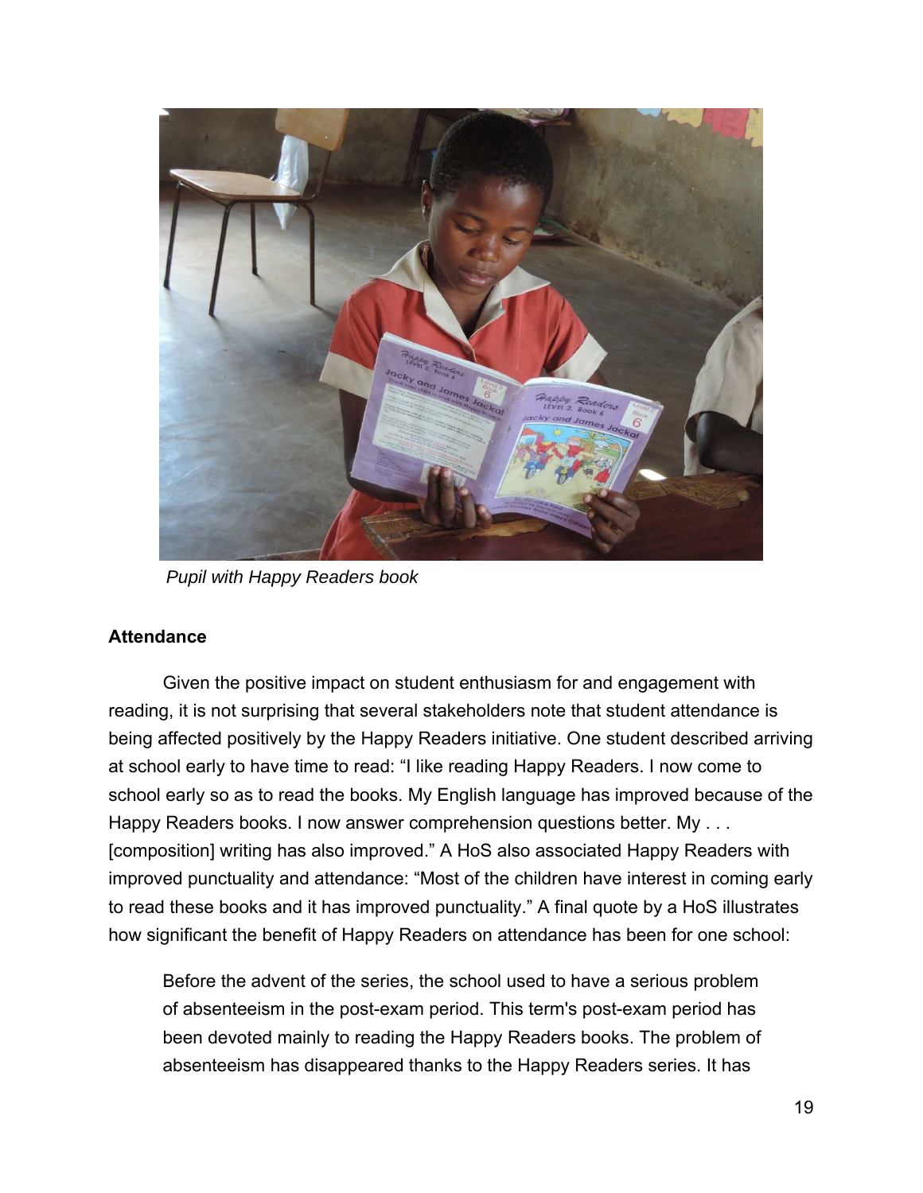*Pupil with Happy Readers book*

**Attendance**

Given the positive impact on student enthusiasm for and engagement with reading, it is not surprising that several stakeholders note that student attendance is being affected positively by the Happy Readers initiative. One student described arriving at school early to have time to read: "I like reading Happy Readers. I now come to school early so as to read the books. My English language has improved because of the Happy Readers books. I now answer comprehension questions better. My . . . [composition] writing has also improved." A HoS also associated Happy Readers with improved punctuality and attendance: "Most of the children have interest in coming early to read these books and it has improved punctuality." A final quote by a HoS illustrates how significant the benefit of Happy Readers on attendance has been for one school:

> Before the advent of the series, the school used to have a serious problem of absenteeism in the post-exam period. This term's post-exam period has been devoted mainly to reading the Happy Readers books. The problem of absenteeism has disappeared thanks to the Happy Readers series. It has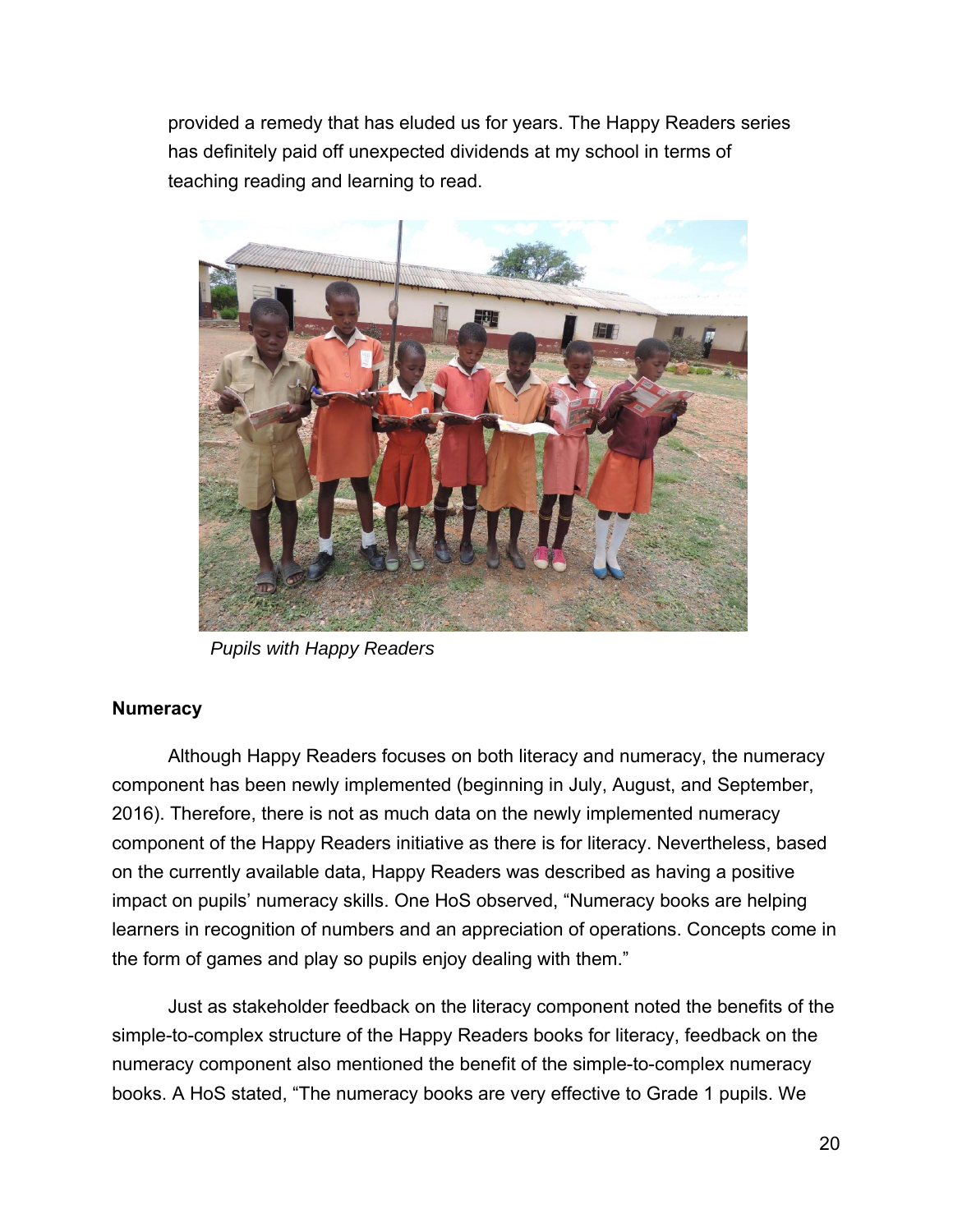provided a remedy that has eluded us for years. The Happy Readers series has definitely paid off unexpected dividends at my school in terms of teaching reading and learning to read.

*Pupils with Happy Readers*

**Numeracy**

Although Happy Readers focuses on both literacy and numeracy, the numeracy component has been newly implemented (beginning in July, August, and September, 2016). Therefore, there is not as much data on the newly implemented numeracy component of the Happy Readers initiative as there is for literacy. Nevertheless, based on the currently available data, Happy Readers was described as having a positive impact on pupils' numeracy skills. One HoS observed, "Numeracy books are helping learners in recognition of numbers and an appreciation of operations. Concepts come in the form of games and play so pupils enjoy dealing with them."

Just as stakeholder feedback on the literacy component noted the benefits of the simple-to-complex structure of the Happy Readers books for literacy, feedback on the numeracy component also mentioned the benefit of the simple-to-complex numeracy books. A HoS stated, "The numeracy books are very effective to Grade 1 pupils. We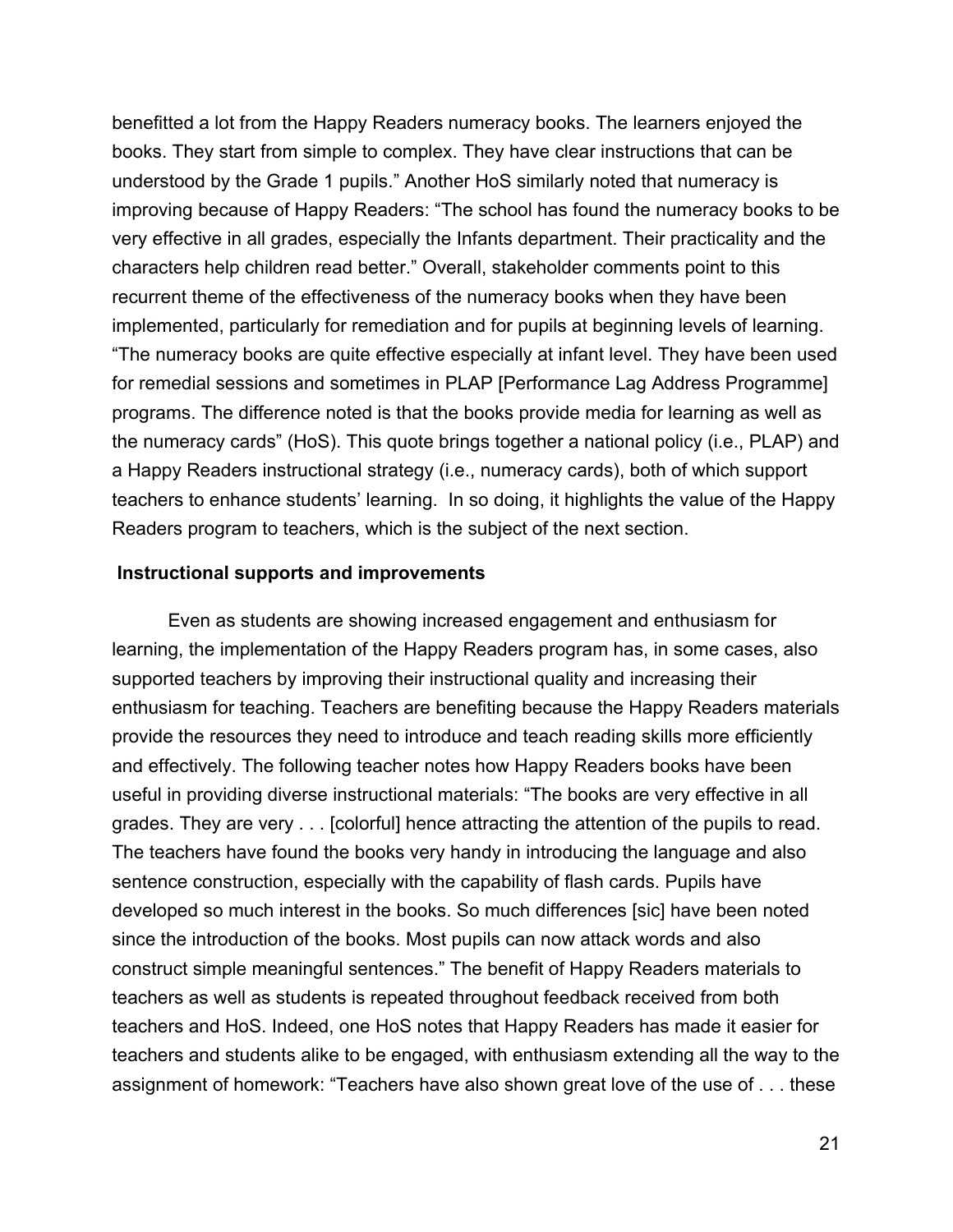benefitted a lot from the Happy Readers numeracy books. The learners enjoyed the books. They start from simple to complex. They have clear instructions that can be understood by the Grade 1 pupils." Another HoS similarly noted that numeracy is improving because of Happy Readers: "The school has found the numeracy books to be very effective in all grades, especially the Infants department. Their practicality and the characters help children read better." Overall, stakeholder comments point to this recurrent theme of the effectiveness of the numeracy books when they have been implemented, particularly for remediation and for pupils at beginning levels of learning. "The numeracy books are quite effective especially at infant level. They have been used for remedial sessions and sometimes in PLAP [Performance Lag Address Programme] programs. The difference noted is that the books provide media for learning as well as the numeracy cards" (HoS). This quote brings together a national policy (i.e., PLAP) and a Happy Readers instructional strategy (i.e., numeracy cards), both of which support teachers to enhance students' learning. In so doing, it highlights the value of the Happy Readers program to teachers, which is the subject of the next section.

### Instructional supports and improvements

Even as students are showing increased engagement and enthusiasm for learning, the implementation of the Happy Readers program has, in some cases, also supported teachers by improving their instructional quality and increasing their enthusiasm for teaching. Teachers are benefiting because the Happy Readers materials provide the resources they need to introduce and teach reading skills more efficiently and effectively. The following teacher notes how Happy Readers books have been useful in providing diverse instructional materials: "The books are very effective in all grades. They are very . . . [colorful] hence attracting the attention of the pupils to read. The teachers have found the books very handy in introducing the language and also sentence construction, especially with the capability of flash cards. Pupils have developed so much interest in the books. So much differences [sic] have been noted since the introduction of the books. Most pupils can now attack words and also construct simple meaningful sentences." The benefit of Happy Readers materials to teachers as well as students is repeated throughout feedback received from both teachers and HoS. Indeed, one HoS notes that Happy Readers has made it easier for teachers and students alike to be engaged, with enthusiasm extending all the way to the assignment of homework: "Teachers have also shown great love of the use of . . . these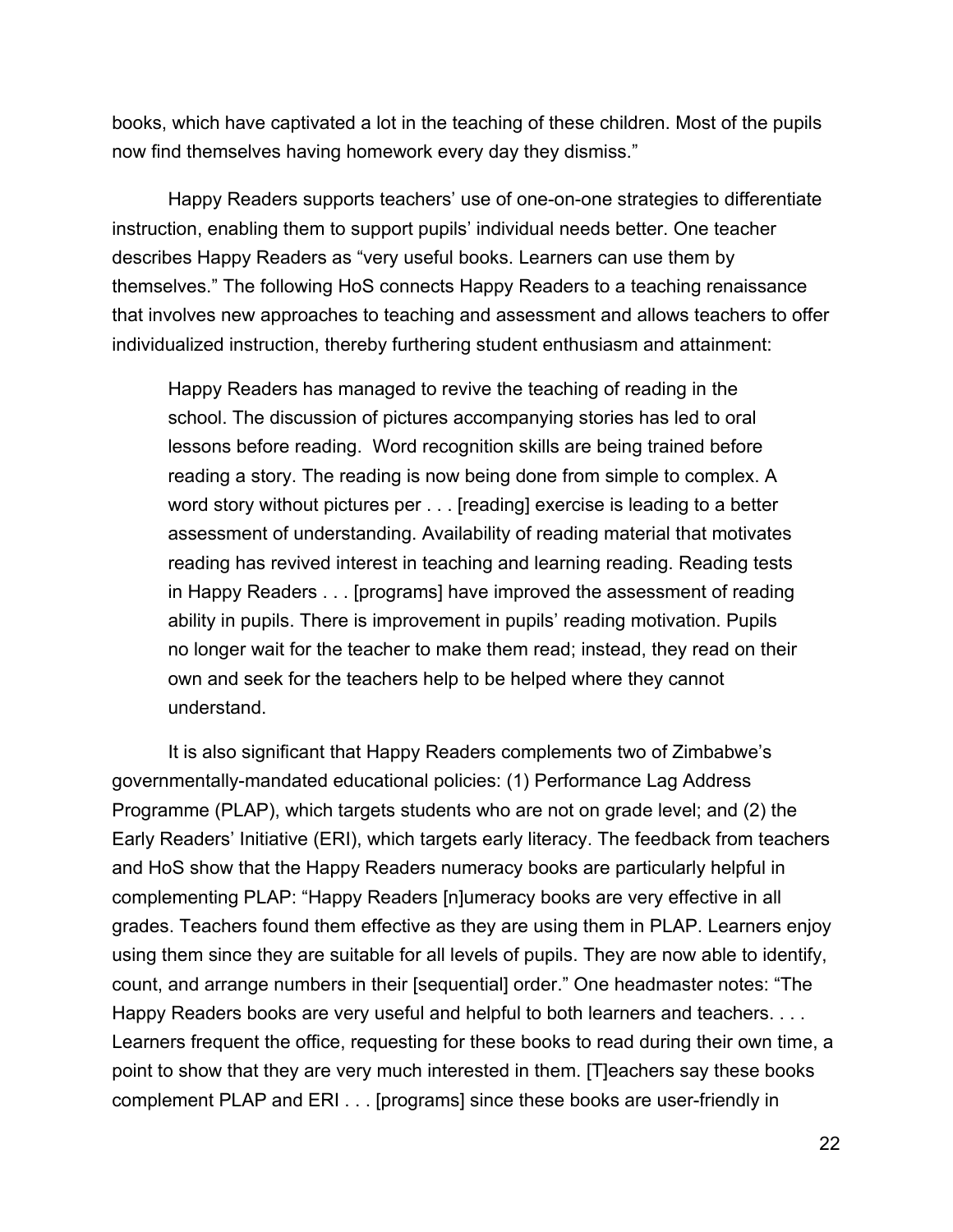books, which have captivated a lot in the teaching of these children. Most of the pupils now find themselves having homework every day they dismiss."

Happy Readers supports teachers' use of one-on-one strategies to differentiate instruction, enabling them to support pupils' individual needs better. One teacher describes Happy Readers as "very useful books. Learners can use them by themselves." The following HoS connects Happy Readers to a teaching renaissance that involves new approaches to teaching and assessment and allows teachers to offer individualized instruction, thereby furthering student enthusiasm and attainment:

> Happy Readers has managed to revive the teaching of reading in the school. The discussion of pictures accompanying stories has led to oral lessons before reading. Word recognition skills are being trained before reading a story. The reading is now being done from simple to complex. A word story without pictures per . . . [reading] exercise is leading to a better assessment of understanding. Availability of reading material that motivates reading has revived interest in teaching and learning reading. Reading tests in Happy Readers . . . [programs] have improved the assessment of reading ability in pupils. There is improvement in pupils' reading motivation. Pupils no longer wait for the teacher to make them read; instead, they read on their own and seek for the teachers help to be helped where they cannot understand.

It is also significant that Happy Readers complements two of Zimbabwe's governmentally-mandated educational policies: (1) Performance Lag Address Programme (PLAP), which targets students who are not on grade level; and (2) the Early Readers' Initiative (ERI), which targets early literacy. The feedback from teachers and HoS show that the Happy Readers numeracy books are particularly helpful in complementing PLAP: "Happy Readers [n]umeracy books are very effective in all grades. Teachers found them effective as they are using them in PLAP. Learners enjoy using them since they are suitable for all levels of pupils. They are now able to identify, count, and arrange numbers in their [sequential] order." One headmaster notes: "The Happy Readers books are very useful and helpful to both learners and teachers. . . . Learners frequent the office, requesting for these books to read during their own time, a point to show that they are very much interested in them. [T]eachers say these books complement PLAP and ERI . . . [programs] since these books are user-friendly in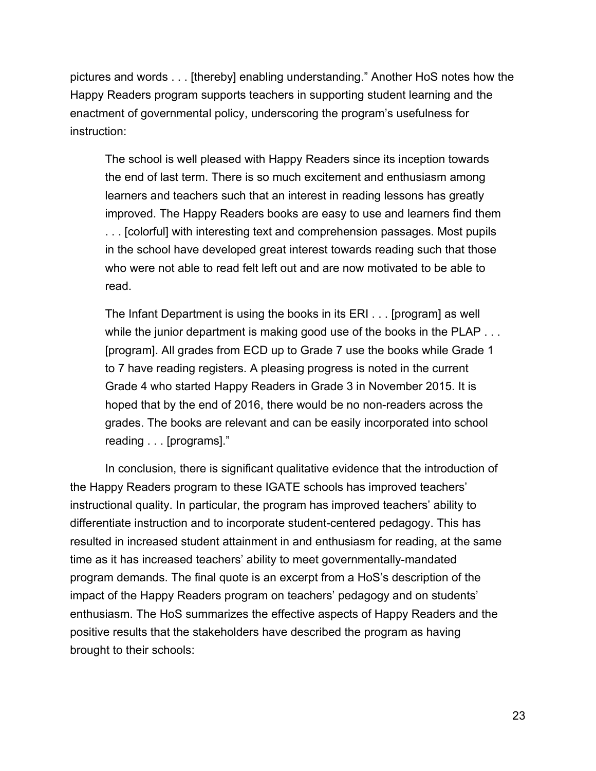pictures and words . . . [thereby] enabling understanding." Another HoS notes how the Happy Readers program supports teachers in supporting student learning and the enactment of governmental policy, underscoring the program's usefulness for instruction:

> The school is well pleased with Happy Readers since its inception towards the end of last term. There is so much excitement and enthusiasm among learners and teachers such that an interest in reading lessons has greatly improved. The Happy Readers books are easy to use and learners find them . . . [colorful] with interesting text and comprehension passages. Most pupils in the school have developed great interest towards reading such that those who were not able to read felt left out and are now motivated to be able to read.
>
> The Infant Department is using the books in its ERI . . . [program] as well while the junior department is making good use of the books in the PLAP . . . [program]. All grades from ECD up to Grade 7 use the books while Grade 1 to 7 have reading registers. A pleasing progress is noted in the current Grade 4 who started Happy Readers in Grade 3 in November 2015. It is hoped that by the end of 2016, there would be no non-readers across the grades. The books are relevant and can be easily incorporated into school reading . . . [programs]."

In conclusion, there is significant qualitative evidence that the introduction of the Happy Readers program to these IGATE schools has improved teachers' instructional quality. In particular, the program has improved teachers' ability to differentiate instruction and to incorporate student-centered pedagogy. This has resulted in increased student attainment in and enthusiasm for reading, at the same time as it has increased teachers' ability to meet governmentally-mandated program demands. The final quote is an excerpt from a HoS's description of the impact of the Happy Readers program on teachers' pedagogy and on students' enthusiasm. The HoS summarizes the effective aspects of Happy Readers and the positive results that the stakeholders have described the program as having brought to their schools: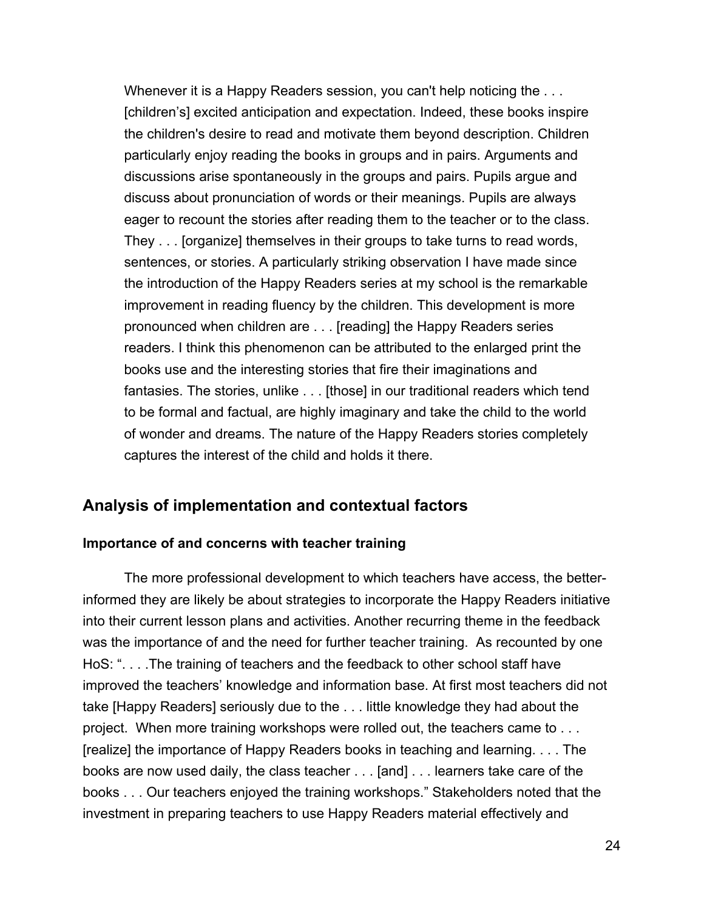> Whenever it is a Happy Readers session, you can't help noticing the . . . [children's] excited anticipation and expectation. Indeed, these books inspire the children's desire to read and motivate them beyond description. Children particularly enjoy reading the books in groups and in pairs. Arguments and discussions arise spontaneously in the groups and pairs. Pupils argue and discuss about pronunciation of words or their meanings. Pupils are always eager to recount the stories after reading them to the teacher or to the class. They . . . [organize] themselves in their groups to take turns to read words, sentences, or stories. A particularly striking observation I have made since the introduction of the Happy Readers series at my school is the remarkable improvement in reading fluency by the children. This development is more pronounced when children are . . . [reading] the Happy Readers series readers. I think this phenomenon can be attributed to the enlarged print the books use and the interesting stories that fire their imaginations and fantasies. The stories, unlike . . . [those] in our traditional readers which tend to be formal and factual, are highly imaginary and take the child to the world of wonder and dreams. The nature of the Happy Readers stories completely captures the interest of the child and holds it there.

## Analysis of implementation and contextual factors

### Importance of and concerns with teacher training

The more professional development to which teachers have access, the better-informed they are likely be about strategies to incorporate the Happy Readers initiative into their current lesson plans and activities. Another recurring theme in the feedback was the importance of and the need for further teacher training. As recounted by one HoS: ". . . .The training of teachers and the feedback to other school staff have improved the teachers' knowledge and information base. At first most teachers did not take [Happy Readers] seriously due to the . . . little knowledge they had about the project. When more training workshops were rolled out, the teachers came to . . . [realize] the importance of Happy Readers books in teaching and learning. . . . The books are now used daily, the class teacher . . . [and] . . . learners take care of the books . . . Our teachers enjoyed the training workshops." Stakeholders noted that the investment in preparing teachers to use Happy Readers material effectively and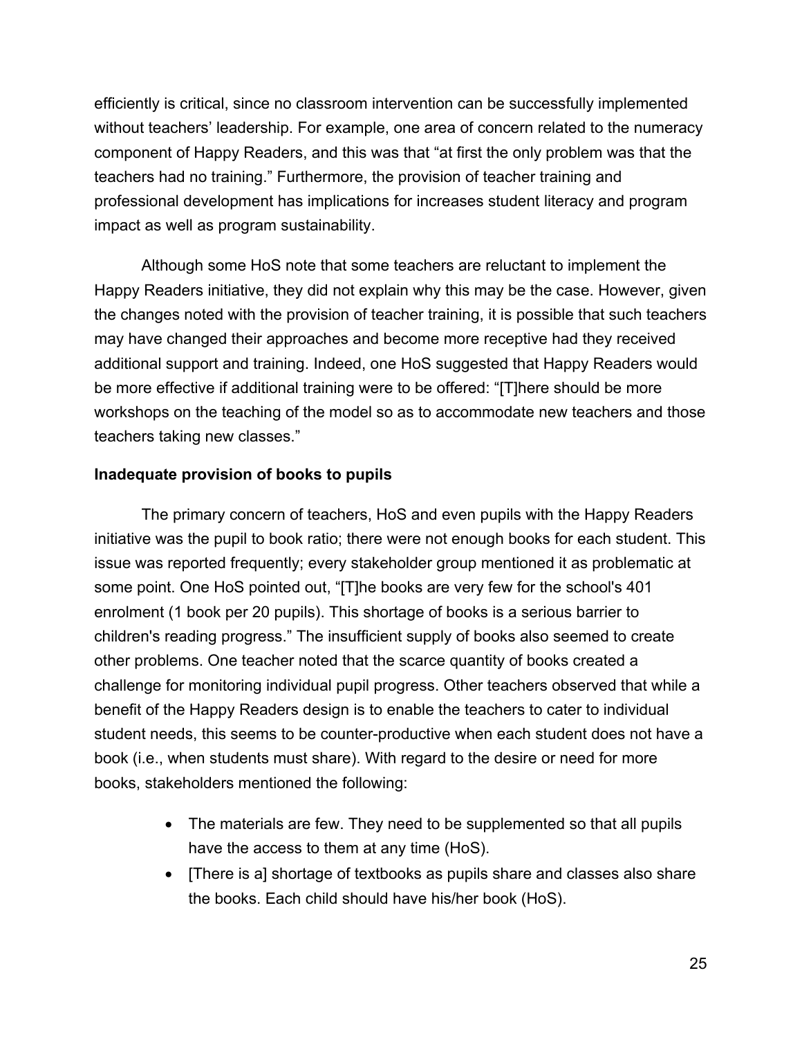efficiently is critical, since no classroom intervention can be successfully implemented without teachers' leadership. For example, one area of concern related to the numeracy component of Happy Readers, and this was that "at first the only problem was that the teachers had no training." Furthermore, the provision of teacher training and professional development has implications for increases student literacy and program impact as well as program sustainability.

Although some HoS note that some teachers are reluctant to implement the Happy Readers initiative, they did not explain why this may be the case. However, given the changes noted with the provision of teacher training, it is possible that such teachers may have changed their approaches and become more receptive had they received additional support and training. Indeed, one HoS suggested that Happy Readers would be more effective if additional training were to be offered: "[T]here should be more workshops on the teaching of the model so as to accommodate new teachers and those teachers taking new classes."

**Inadequate provision of books to pupils**

The primary concern of teachers, HoS and even pupils with the Happy Readers initiative was the pupil to book ratio; there were not enough books for each student. This issue was reported frequently; every stakeholder group mentioned it as problematic at some point. One HoS pointed out, "[T]he books are very few for the school's 401 enrolment (1 book per 20 pupils). This shortage of books is a serious barrier to children's reading progress." The insufficient supply of books also seemed to create other problems. One teacher noted that the scarce quantity of books created a challenge for monitoring individual pupil progress. Other teachers observed that while a benefit of the Happy Readers design is to enable the teachers to cater to individual student needs, this seems to be counter-productive when each student does not have a book (i.e., when students must share). With regard to the desire or need for more books, stakeholders mentioned the following:

- The materials are few. They need to be supplemented so that all pupils have the access to them at any time (HoS).
- [There is a] shortage of textbooks as pupils share and classes also share the books. Each child should have his/her book (HoS).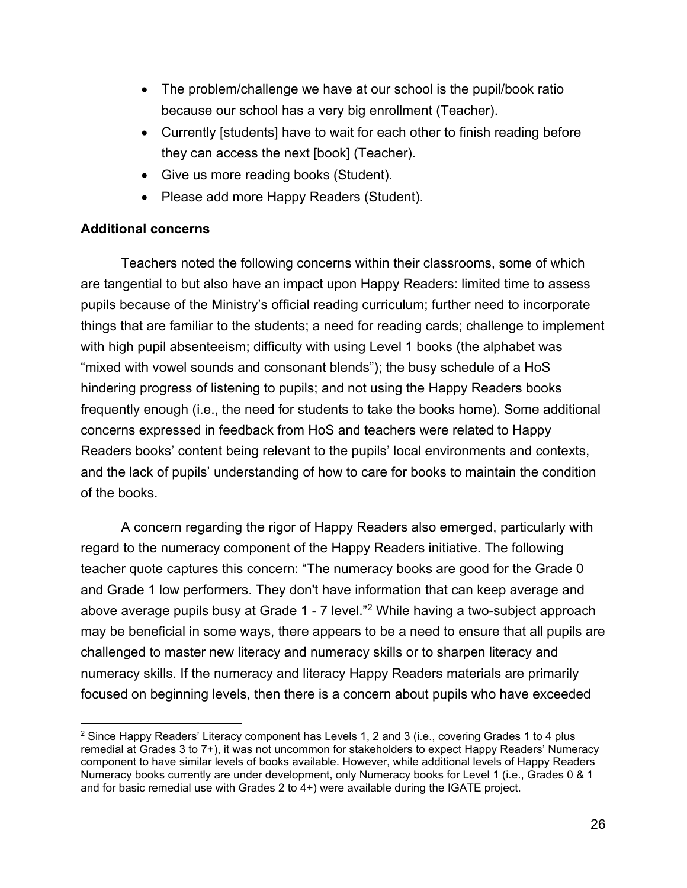- The problem/challenge we have at our school is the pupil/book ratio because our school has a very big enrollment (Teacher).
- Currently [students] have to wait for each other to finish reading before they can access the next [book] (Teacher).
- Give us more reading books (Student).
- Please add more Happy Readers (Student).

**Additional concerns**

Teachers noted the following concerns within their classrooms, some of which are tangential to but also have an impact upon Happy Readers: limited time to assess pupils because of the Ministry's official reading curriculum; further need to incorporate things that are familiar to the students; a need for reading cards; challenge to implement with high pupil absenteeism; difficulty with using Level 1 books (the alphabet was "mixed with vowel sounds and consonant blends"); the busy schedule of a HoS hindering progress of listening to pupils; and not using the Happy Readers books frequently enough (i.e., the need for students to take the books home). Some additional concerns expressed in feedback from HoS and teachers were related to Happy Readers books' content being relevant to the pupils' local environments and contexts, and the lack of pupils' understanding of how to care for books to maintain the condition of the books.

A concern regarding the rigor of Happy Readers also emerged, particularly with regard to the numeracy component of the Happy Readers initiative. The following teacher quote captures this concern: "The numeracy books are good for the Grade 0 and Grade 1 low performers. They don't have information that can keep average and above average pupils busy at Grade 1 - 7 level."[2] While having a two-subject approach may be beneficial in some ways, there appears to be a need to ensure that all pupils are challenged to master new literacy and numeracy skills or to sharpen literacy and numeracy skills. If the numeracy and literacy Happy Readers materials are primarily focused on beginning levels, then there is a concern about pupils who have exceeded

[2] Since Happy Readers' Literacy component has Levels 1, 2 and 3 (i.e., covering Grades 1 to 4 plus remedial at Grades 3 to 7+), it was not uncommon for stakeholders to expect Happy Readers' Numeracy component to have similar levels of books available. However, while additional levels of Happy Readers Numeracy books currently are under development, only Numeracy books for Level 1 (i.e., Grades 0 & 1 and for basic remedial use with Grades 2 to 4+) were available during the IGATE project.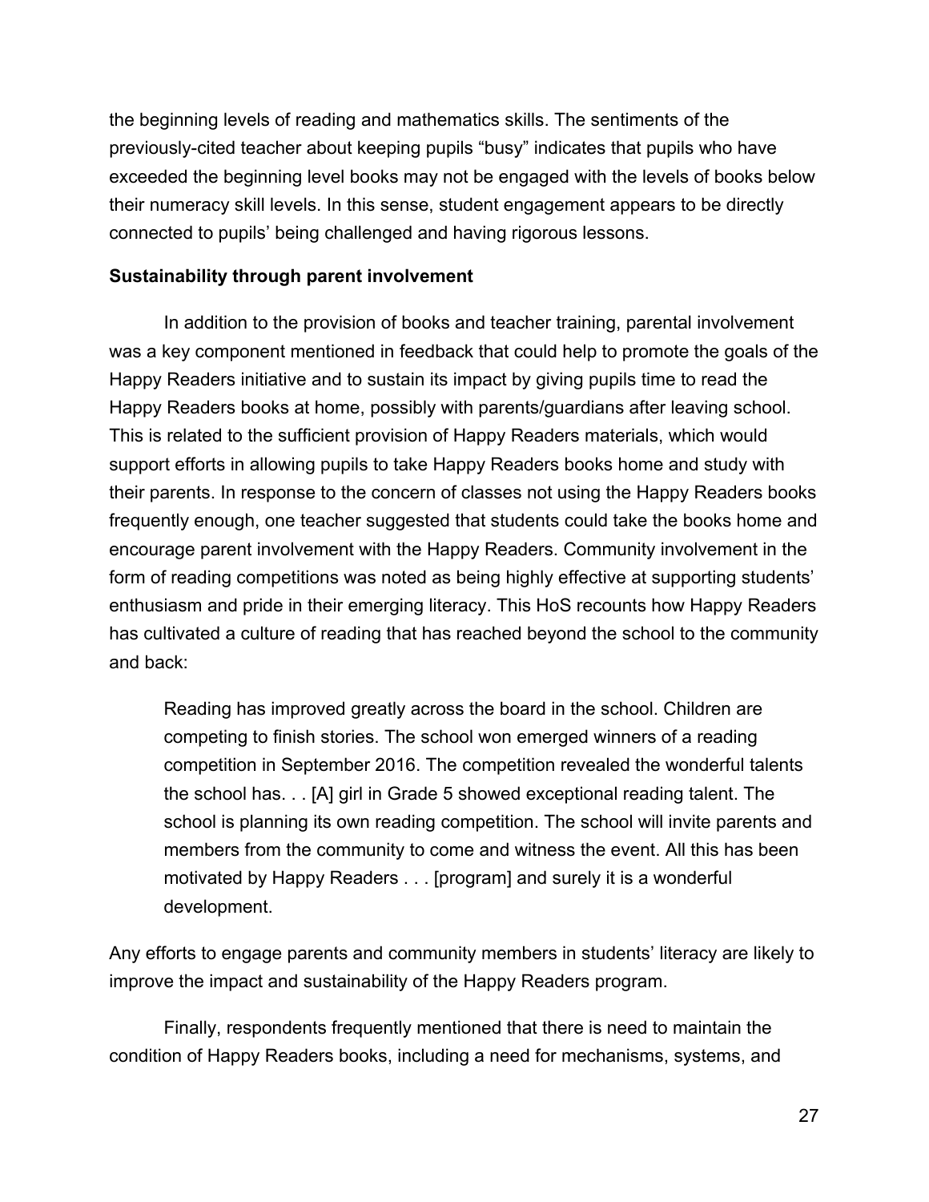the beginning levels of reading and mathematics skills. The sentiments of the previously-cited teacher about keeping pupils "busy" indicates that pupils who have exceeded the beginning level books may not be engaged with the levels of books below their numeracy skill levels. In this sense, student engagement appears to be directly connected to pupils' being challenged and having rigorous lessons.

**Sustainability through parent involvement**

In addition to the provision of books and teacher training, parental involvement was a key component mentioned in feedback that could help to promote the goals of the Happy Readers initiative and to sustain its impact by giving pupils time to read the Happy Readers books at home, possibly with parents/guardians after leaving school. This is related to the sufficient provision of Happy Readers materials, which would support efforts in allowing pupils to take Happy Readers books home and study with their parents. In response to the concern of classes not using the Happy Readers books frequently enough, one teacher suggested that students could take the books home and encourage parent involvement with the Happy Readers. Community involvement in the form of reading competitions was noted as being highly effective at supporting students' enthusiasm and pride in their emerging literacy. This HoS recounts how Happy Readers has cultivated a culture of reading that has reached beyond the school to the community and back:

> Reading has improved greatly across the board in the school. Children are competing to finish stories. The school won emerged winners of a reading competition in September 2016. The competition revealed the wonderful talents the school has. . . [A] girl in Grade 5 showed exceptional reading talent. The school is planning its own reading competition. The school will invite parents and members from the community to come and witness the event. All this has been motivated by Happy Readers . . . [program] and surely it is a wonderful development.

Any efforts to engage parents and community members in students' literacy are likely to improve the impact and sustainability of the Happy Readers program.

Finally, respondents frequently mentioned that there is need to maintain the condition of Happy Readers books, including a need for mechanisms, systems, and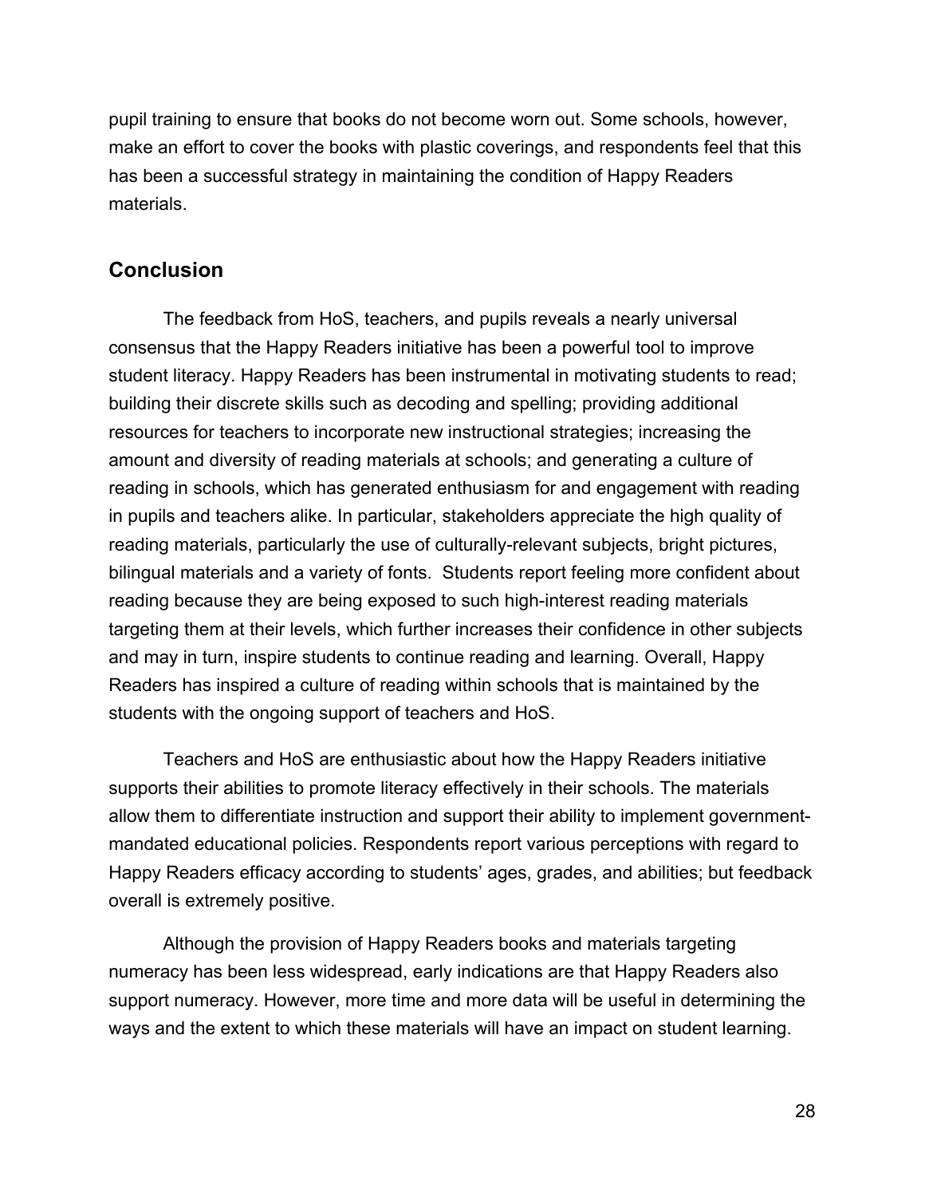pupil training to ensure that books do not become worn out. Some schools, however, make an effort to cover the books with plastic coverings, and respondents feel that this has been a successful strategy in maintaining the condition of Happy Readers materials.

## Conclusion

The feedback from HoS, teachers, and pupils reveals a nearly universal consensus that the Happy Readers initiative has been a powerful tool to improve student literacy. Happy Readers has been instrumental in motivating students to read; building their discrete skills such as decoding and spelling; providing additional resources for teachers to incorporate new instructional strategies; increasing the amount and diversity of reading materials at schools; and generating a culture of reading in schools, which has generated enthusiasm for and engagement with reading in pupils and teachers alike. In particular, stakeholders appreciate the high quality of reading materials, particularly the use of culturally-relevant subjects, bright pictures, bilingual materials and a variety of fonts. Students report feeling more confident about reading because they are being exposed to such high-interest reading materials targeting them at their levels, which further increases their confidence in other subjects and may in turn, inspire students to continue reading and learning. Overall, Happy Readers has inspired a culture of reading within schools that is maintained by the students with the ongoing support of teachers and HoS.

Teachers and HoS are enthusiastic about how the Happy Readers initiative supports their abilities to promote literacy effectively in their schools. The materials allow them to differentiate instruction and support their ability to implement government-mandated educational policies. Respondents report various perceptions with regard to Happy Readers efficacy according to students' ages, grades, and abilities; but feedback overall is extremely positive.

Although the provision of Happy Readers books and materials targeting numeracy has been less widespread, early indications are that Happy Readers also support numeracy. However, more time and more data will be useful in determining the ways and the extent to which these materials will have an impact on student learning.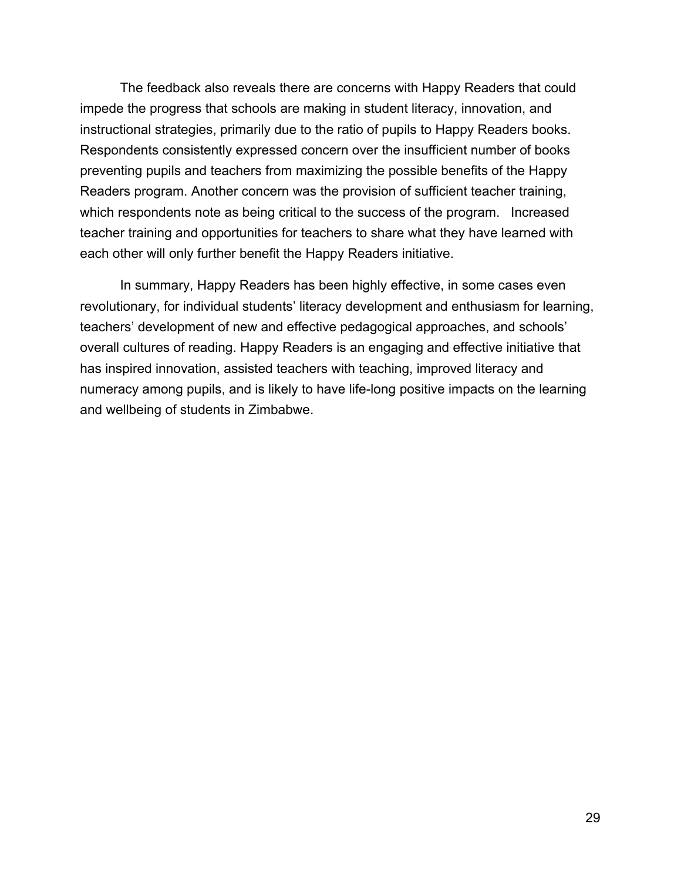The feedback also reveals there are concerns with Happy Readers that could impede the progress that schools are making in student literacy, innovation, and instructional strategies, primarily due to the ratio of pupils to Happy Readers books. Respondents consistently expressed concern over the insufficient number of books preventing pupils and teachers from maximizing the possible benefits of the Happy Readers program. Another concern was the provision of sufficient teacher training, which respondents note as being critical to the success of the program. Increased teacher training and opportunities for teachers to share what they have learned with each other will only further benefit the Happy Readers initiative.

In summary, Happy Readers has been highly effective, in some cases even revolutionary, for individual students' literacy development and enthusiasm for learning, teachers' development of new and effective pedagogical approaches, and schools' overall cultures of reading. Happy Readers is an engaging and effective initiative that has inspired innovation, assisted teachers with teaching, improved literacy and numeracy among pupils, and is likely to have life-long positive impacts on the learning and wellbeing of students in Zimbabwe.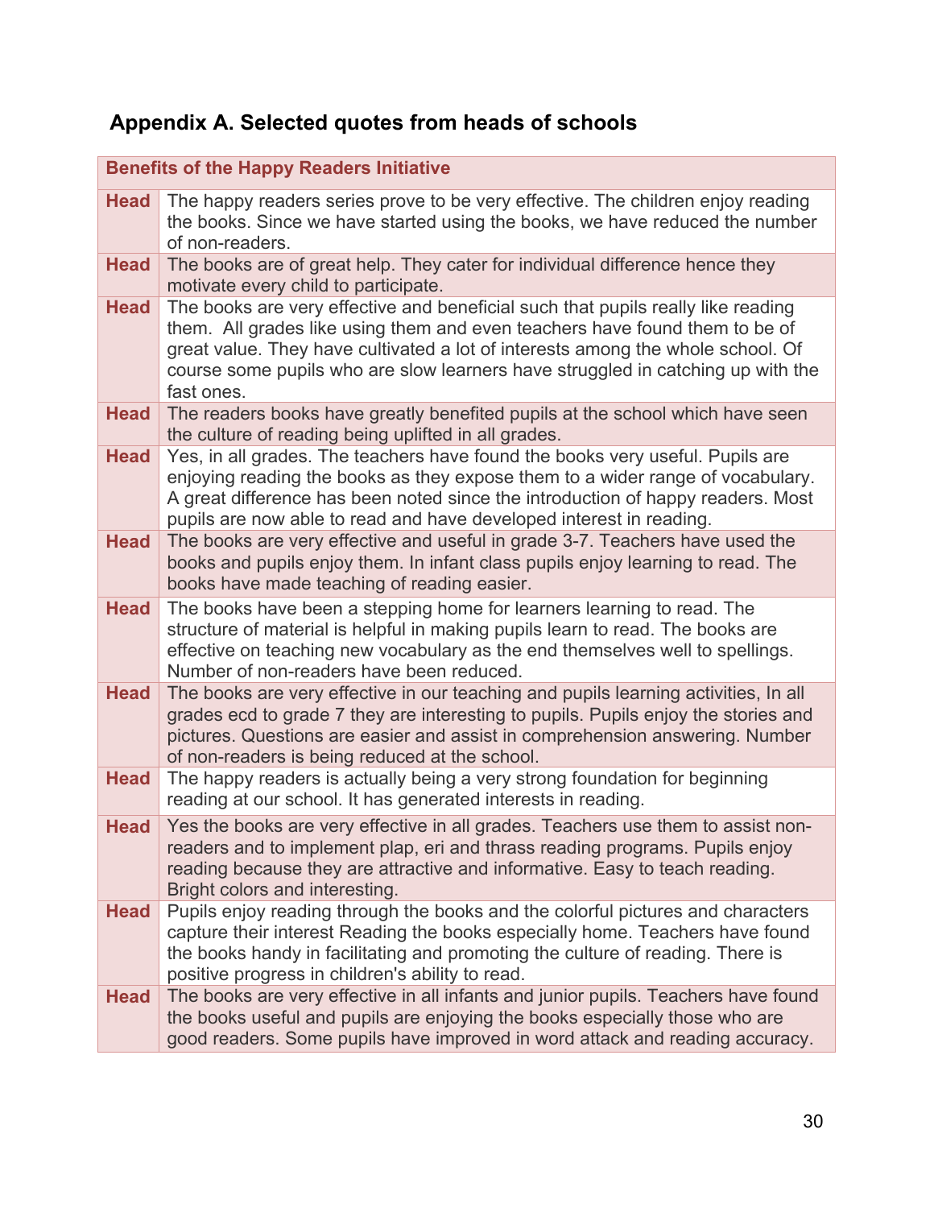## Appendix A. Selected quotes from heads of schools

| Benefits of the Happy Readers Initiative | |
|---|---|
| **Head** | The happy readers series prove to be very effective. The children enjoy reading the books. Since we have started using the books, we have reduced the number of non-readers. |
| **Head** | The books are of great help. They cater for individual difference hence they motivate every child to participate. |
| **Head** | The books are very effective and beneficial such that pupils really like reading them.  All grades like using them and even teachers have found them to be of great value. They have cultivated a lot of interests among the whole school. Of course some pupils who are slow learners have struggled in catching up with the fast ones. |
| **Head** | The readers books have greatly benefited pupils at the school which have seen the culture of reading being uplifted in all grades. |
| **Head** | Yes, in all grades. The teachers have found the books very useful. Pupils are enjoying reading the books as they expose them to a wider range of vocabulary. A great difference has been noted since the introduction of happy readers. Most pupils are now able to read and have developed interest in reading. |
| **Head** | The books are very effective and useful in grade 3-7. Teachers have used the books and pupils enjoy them. In infant class pupils enjoy learning to read. The books have made teaching of reading easier. |
| **Head** | The books have been a stepping home for learners learning to read. The structure of material is helpful in making pupils learn to read. The books are effective on teaching new vocabulary as the end themselves well to spellings. Number of non-readers have been reduced. |
| **Head** | The books are very effective in our teaching and pupils learning activities, In all grades ecd to grade 7 they are interesting to pupils. Pupils enjoy the stories and pictures. Questions are easier and assist in comprehension answering. Number of non-readers is being reduced at the school. |
| **Head** | The happy readers is actually being a very strong foundation for beginning reading at our school. It has generated interests in reading. |
| **Head** | Yes the books are very effective in all grades. Teachers use them to assist non-readers and to implement plap, eri and thrass reading programs. Pupils enjoy reading because they are attractive and informative. Easy to teach reading. Bright colors and interesting. |
| **Head** | Pupils enjoy reading through the books and the colorful pictures and characters capture their interest Reading the books especially home. Teachers have found the books handy in facilitating and promoting the culture of reading. There is positive progress in children's ability to read. |
| **Head** | The books are very effective in all infants and junior pupils. Teachers have found the books useful and pupils are enjoying the books especially those who are good readers. Some pupils have improved in word attack and reading accuracy. |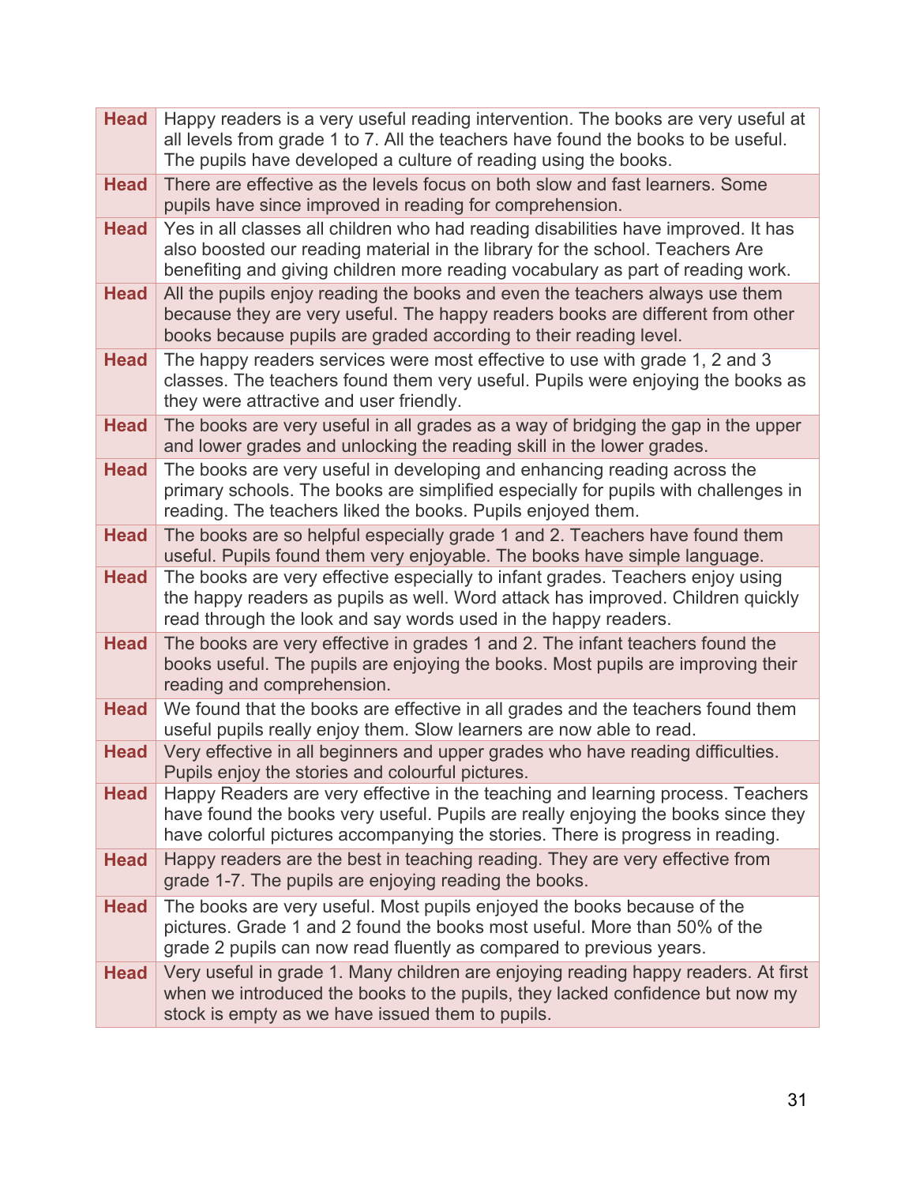| | |
|---|---|
| **Head** | Happy readers is a very useful reading intervention. The books are very useful at all levels from grade 1 to 7. All the teachers have found the books to be useful. The pupils have developed a culture of reading using the books. |
| **Head** | There are effective as the levels focus on both slow and fast learners. Some pupils have since improved in reading for comprehension. |
| **Head** | Yes in all classes all children who had reading disabilities have improved. It has also boosted our reading material in the library for the school. Teachers Are benefiting and giving children more reading vocabulary as part of reading work. |
| **Head** | All the pupils enjoy reading the books and even the teachers always use them because they are very useful. The happy readers books are different from other books because pupils are graded according to their reading level. |
| **Head** | The happy readers services were most effective to use with grade 1, 2 and 3 classes. The teachers found them very useful. Pupils were enjoying the books as they were attractive and user friendly. |
| **Head** | The books are very useful in all grades as a way of bridging the gap in the upper and lower grades and unlocking the reading skill in the lower grades. |
| **Head** | The books are very useful in developing and enhancing reading across the primary schools. The books are simplified especially for pupils with challenges in reading. The teachers liked the books. Pupils enjoyed them. |
| **Head** | The books are so helpful especially grade 1 and 2. Teachers have found them useful. Pupils found them very enjoyable. The books have simple language. |
| **Head** | The books are very effective especially to infant grades. Teachers enjoy using the happy readers as pupils as well. Word attack has improved. Children quickly read through the look and say words used in the happy readers. |
| **Head** | The books are very effective in grades 1 and 2. The infant teachers found the books useful. The pupils are enjoying the books. Most pupils are improving their reading and comprehension. |
| **Head** | We found that the books are effective in all grades and the teachers found them useful pupils really enjoy them. Slow learners are now able to read. |
| **Head** | Very effective in all beginners and upper grades who have reading difficulties. Pupils enjoy the stories and colourful pictures. |
| **Head** | Happy Readers are very effective in the teaching and learning process. Teachers have found the books very useful. Pupils are really enjoying the books since they have colorful pictures accompanying the stories. There is progress in reading. |
| **Head** | Happy readers are the best in teaching reading. They are very effective from grade 1-7. The pupils are enjoying reading the books. |
| **Head** | The books are very useful. Most pupils enjoyed the books because of the pictures. Grade 1 and 2 found the books most useful. More than 50% of the grade 2 pupils can now read fluently as compared to previous years. |
| **Head** | Very useful in grade 1. Many children are enjoying reading happy readers. At first when we introduced the books to the pupils, they lacked confidence but now my stock is empty as we have issued them to pupils. |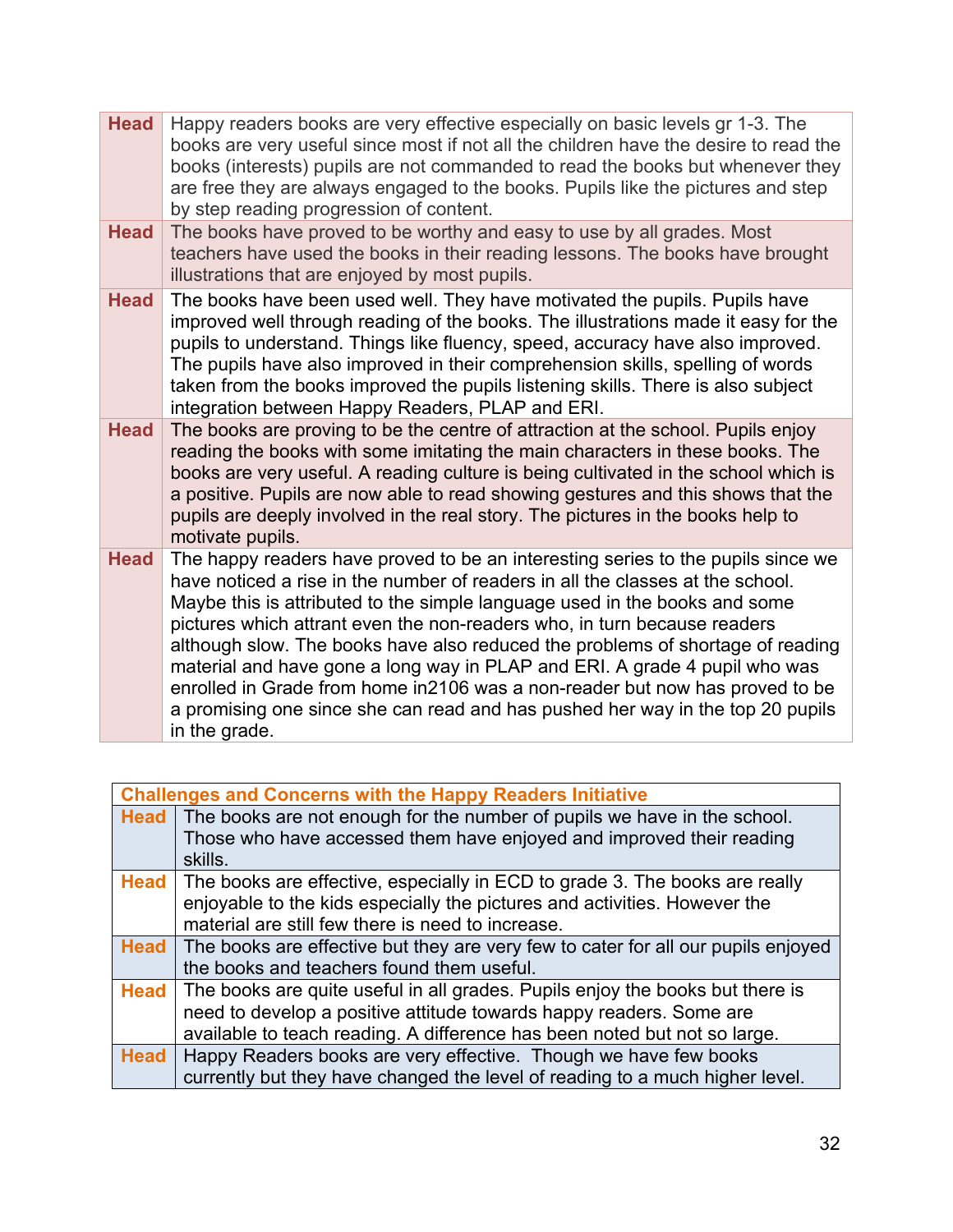| | |
|---|---|
| **Head** | Happy readers books are very effective especially on basic levels gr 1-3. The books are very useful since most if not all the children have the desire to read the books (interests) pupils are not commanded to read the books but whenever they are free they are always engaged to the books. Pupils like the pictures and step by step reading progression of content. |
| **Head** | The books have proved to be worthy and easy to use by all grades. Most teachers have used the books in their reading lessons. The books have brought illustrations that are enjoyed by most pupils. |
| **Head** | The books have been used well. They have motivated the pupils. Pupils have improved well through reading of the books. The illustrations made it easy for the pupils to understand. Things like fluency, speed, accuracy have also improved. The pupils have also improved in their comprehension skills, spelling of words taken from the books improved the pupils listening skills. There is also subject integration between Happy Readers, PLAP and ERI. |
| **Head** | The books are proving to be the centre of attraction at the school. Pupils enjoy reading the books with some imitating the main characters in these books. The books are very useful. A reading culture is being cultivated in the school which is a positive. Pupils are now able to read showing gestures and this shows that the pupils are deeply involved in the real story. The pictures in the books help to motivate pupils. |
| **Head** | The happy readers have proved to be an interesting series to the pupils since we have noticed a rise in the number of readers in all the classes at the school. Maybe this is attributed to the simple language used in the books and some pictures which attrant even the non-readers who, in turn because readers although slow. The books have also reduced the problems of shortage of reading material and have gone a long way in PLAP and ERI. A grade 4 pupil who was enrolled in Grade from home in2106 was a non-reader but now has proved to be a promising one since she can read and has pushed her way in the top 20 pupils in the grade. |

| **Challenges and Concerns with the Happy Readers Initiative** | |
|---|---|
| **Head** | The books are not enough for the number of pupils we have in the school. Those who have accessed them have enjoyed and improved their reading skills. |
| **Head** | The books are effective, especially in ECD to grade 3. The books are really enjoyable to the kids especially the pictures and activities. However the material are still few there is need to increase. |
| **Head** | The books are effective but they are very few to cater for all our pupils enjoyed the books and teachers found them useful. |
| **Head** | The books are quite useful in all grades. Pupils enjoy the books but there is need to develop a positive attitude towards happy readers. Some are available to teach reading. A difference has been noted but not so large. |
| **Head** | Happy Readers books are very effective. Though we have few books currently but they have changed the level of reading to a much higher level. |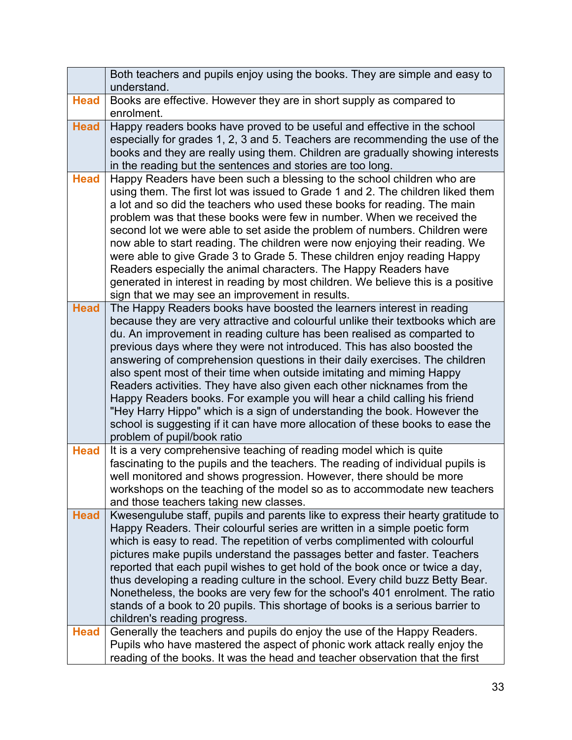| | |
|---|---|
| | Both teachers and pupils enjoy using the books. They are simple and easy to understand. |
| **Head** | Books are effective. However they are in short supply as compared to enrolment. |
| **Head** | Happy readers books have proved to be useful and effective in the school especially for grades 1, 2, 3 and 5. Teachers are recommending the use of the books and they are really using them. Children are gradually showing interests in the reading but the sentences and stories are too long. |
| **Head** | Happy Readers have been such a blessing to the school children who are using them. The first lot was issued to Grade 1 and 2. The children liked them a lot and so did the teachers who used these books for reading. The main problem was that these books were few in number. When we received the second lot we were able to set aside the problem of numbers. Children were now able to start reading. The children were now enjoying their reading. We were able to give Grade 3 to Grade 5. These children enjoy reading Happy Readers especially the animal characters. The Happy Readers have generated in interest in reading by most children. We believe this is a positive sign that we may see an improvement in results. |
| **Head** | The Happy Readers books have boosted the learners interest in reading because they are very attractive and colourful unlike their textbooks which are du. An improvement in reading culture has been realised as comparted to previous days where they were not introduced. This has also boosted the answering of comprehension questions in their daily exercises. The children also spent most of their time when outside imitating and miming Happy Readers activities. They have also given each other nicknames from the Happy Readers books. For example you will hear a child calling his friend "Hey Harry Hippo" which is a sign of understanding the book. However the school is suggesting if it can have more allocation of these books to ease the problem of pupil/book ratio |
| **Head** | It is a very comprehensive teaching of reading model which is quite fascinating to the pupils and the teachers. The reading of individual pupils is well monitored and shows progression. However, there should be more workshops on the teaching of the model so as to accommodate new teachers and those teachers taking new classes. |
| **Head** | Kwesengulube staff, pupils and parents like to express their hearty gratitude to Happy Readers. Their colourful series are written in a simple poetic form which is easy to read. The repetition of verbs complimented with colourful pictures make pupils understand the passages better and faster. Teachers reported that each pupil wishes to get hold of the book once or twice a day, thus developing a reading culture in the school. Every child buzz Betty Bear. Nonetheless, the books are very few for the school's 401 enrolment. The ratio stands of a book to 20 pupils. This shortage of books is a serious barrier to children's reading progress. |
| **Head** | Generally the teachers and pupils do enjoy the use of the Happy Readers. Pupils who have mastered the aspect of phonic work attack really enjoy the reading of the books. It was the head and teacher observation that the first |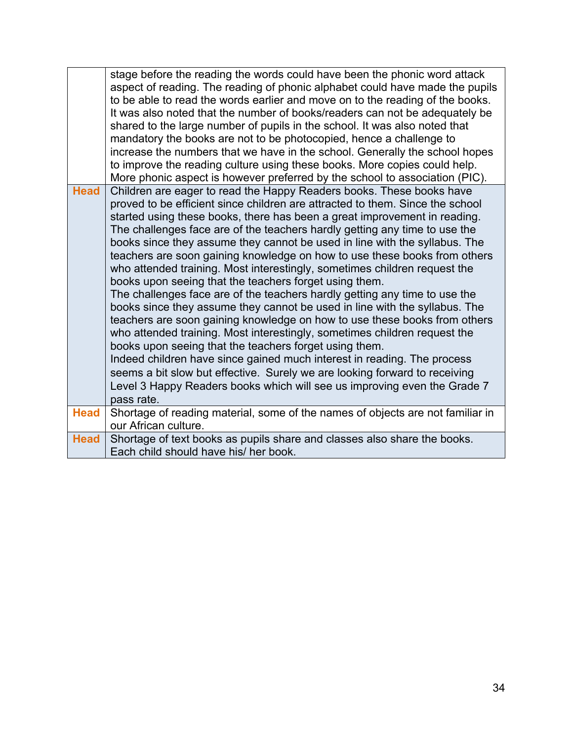| | |
|---|---|
| | stage before the reading the words could have been the phonic word attack aspect of reading. The reading of phonic alphabet could have made the pupils to be able to read the words earlier and move on to the reading of the books. It was also noted that the number of books/readers can not be adequately be shared to the large number of pupils in the school. It was also noted that mandatory the books are not to be photocopied, hence a challenge to increase the numbers that we have in the school. Generally the school hopes to improve the reading culture using these books. More copies could help. More phonic aspect is however preferred by the school to association (PIC). |
| **Head** | Children are eager to read the Happy Readers books. These books have proved to be efficient since children are attracted to them. Since the school started using these books, there has been a great improvement in reading. The challenges face are of the teachers hardly getting any time to use the books since they assume they cannot be used in line with the syllabus. The teachers are soon gaining knowledge on how to use these books from others who attended training. Most interestingly, sometimes children request the books upon seeing that the teachers forget using them.<br>The challenges face are of the teachers hardly getting any time to use the books since they assume they cannot be used in line with the syllabus. The teachers are soon gaining knowledge on how to use these books from others who attended training. Most interestingly, sometimes children request the books upon seeing that the teachers forget using them.<br>Indeed children have since gained much interest in reading. The process seems a bit slow but effective. Surely we are looking forward to receiving Level 3 Happy Readers books which will see us improving even the Grade 7 pass rate. |
| **Head** | Shortage of reading material, some of the names of objects are not familiar in our African culture. |
| **Head** | Shortage of text books as pupils share and classes also share the books. Each child should have his/ her book. |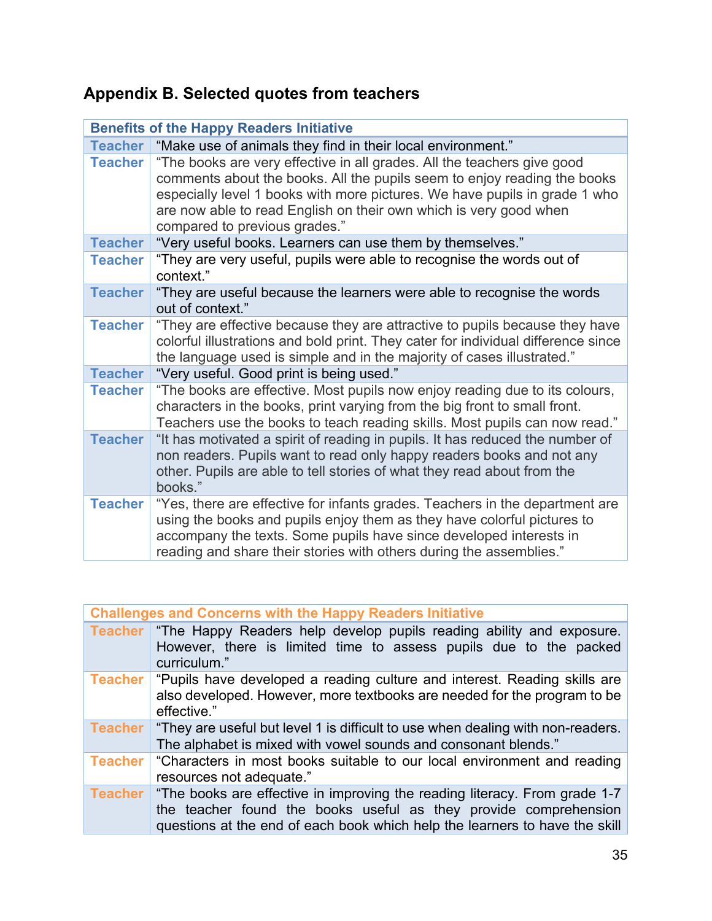## Appendix B. Selected quotes from teachers

| Benefits of the Happy Readers Initiative | |
|---|---|
| Teacher | "Make use of animals they find in their local environment." |
| Teacher | "The books are very effective in all grades. All the teachers give good comments about the books. All the pupils seem to enjoy reading the books especially level 1 books with more pictures. We have pupils in grade 1 who are now able to read English on their own which is very good when compared to previous grades." |
| Teacher | "Very useful books. Learners can use them by themselves." |
| Teacher | "They are very useful, pupils were able to recognise the words out of context." |
| Teacher | "They are useful because the learners were able to recognise the words out of context." |
| Teacher | "They are effective because they are attractive to pupils because they have colorful illustrations and bold print. They cater for individual difference since the language used is simple and in the majority of cases illustrated." |
| Teacher | "Very useful. Good print is being used." |
| Teacher | "The books are effective. Most pupils now enjoy reading due to its colours, characters in the books, print varying from the big front to small front. Teachers use the books to teach reading skills. Most pupils can now read." |
| Teacher | "It has motivated a spirit of reading in pupils. It has reduced the number of non readers. Pupils want to read only happy readers books and not any other. Pupils are able to tell stories of what they read about from the books." |
| Teacher | "Yes, there are effective for infants grades. Teachers in the department are using the books and pupils enjoy them as they have colorful pictures to accompany the texts. Some pupils have since developed interests in reading and share their stories with others during the assemblies." |

| Challenges and Concerns with the Happy Readers Initiative | |
|---|---|
| Teacher | "The Happy Readers help develop pupils reading ability and exposure. However, there is limited time to assess pupils due to the packed curriculum." |
| Teacher | "Pupils have developed a reading culture and interest. Reading skills are also developed. However, more textbooks are needed for the program to be effective." |
| Teacher | "They are useful but level 1 is difficult to use when dealing with non-readers. The alphabet is mixed with vowel sounds and consonant blends." |
| Teacher | "Characters in most books suitable to our local environment and reading resources not adequate." |
| Teacher | "The books are effective in improving the reading literacy. From grade 1-7 the teacher found the books useful as they provide comprehension questions at the end of each book which help the learners to have the skill |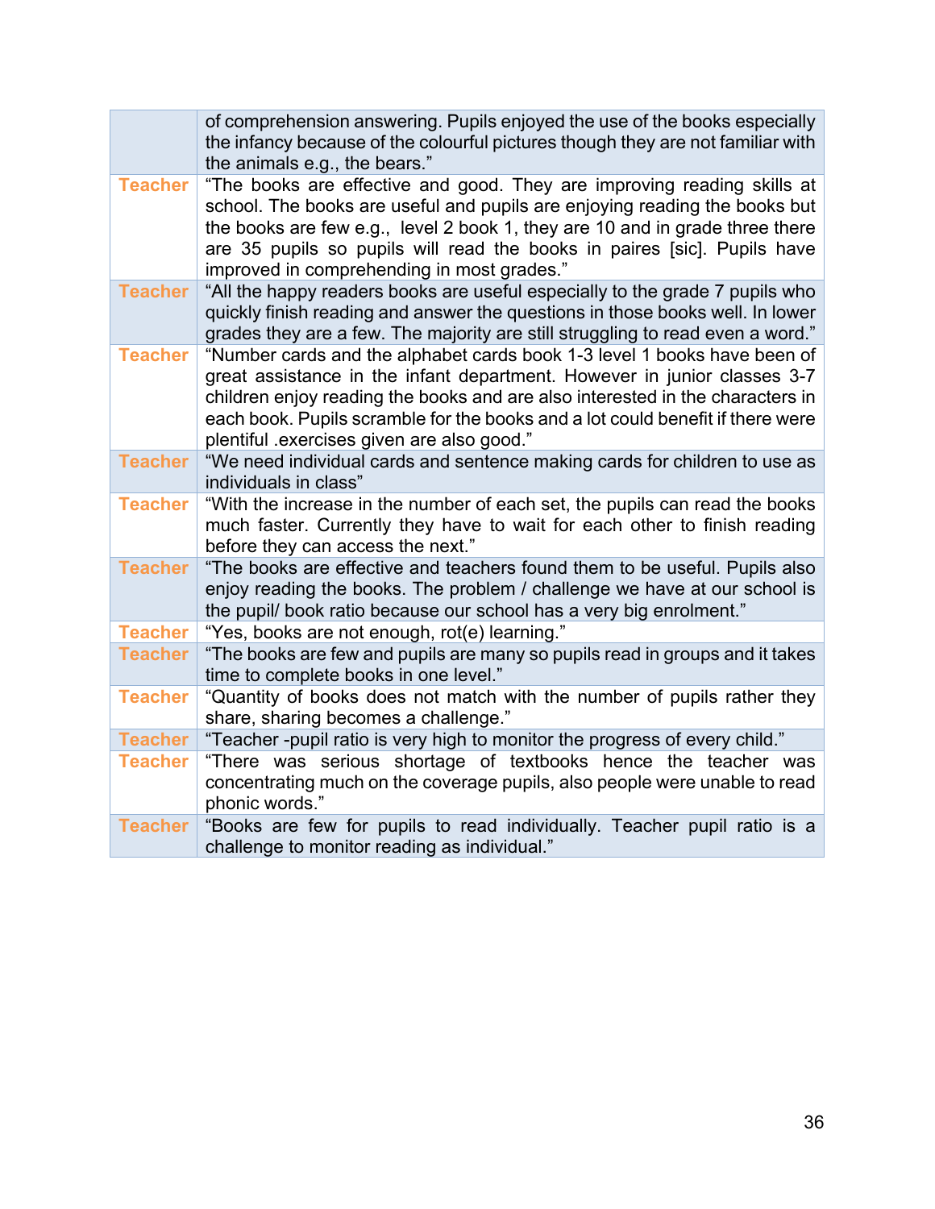|  |  |
|---|---|
|  | of comprehension answering. Pupils enjoyed the use of the books especially the infancy because of the colourful pictures though they are not familiar with the animals e.g., the bears." |
| Teacher | "The books are effective and good. They are improving reading skills at school. The books are useful and pupils are enjoying reading the books but the books are few e.g., level 2 book 1, they are 10 and in grade three there are 35 pupils so pupils will read the books in paires [sic]. Pupils have improved in comprehending in most grades." |
| Teacher | "All the happy readers books are useful especially to the grade 7 pupils who quickly finish reading and answer the questions in those books well. In lower grades they are a few. The majority are still struggling to read even a word." |
| Teacher | "Number cards and the alphabet cards book 1-3 level 1 books have been of great assistance in the infant department. However in junior classes 3-7 children enjoy reading the books and are also interested in the characters in each book. Pupils scramble for the books and a lot could benefit if there were plentiful .exercises given are also good." |
| Teacher | "We need individual cards and sentence making cards for children to use as individuals in class" |
| Teacher | "With the increase in the number of each set, the pupils can read the books much faster. Currently they have to wait for each other to finish reading before they can access the next." |
| Teacher | "The books are effective and teachers found them to be useful. Pupils also enjoy reading the books. The problem / challenge we have at our school is the pupil/ book ratio because our school has a very big enrolment." |
| Teacher | "Yes, books are not enough, rot(e) learning." |
| Teacher | "The books are few and pupils are many so pupils read in groups and it takes time to complete books in one level." |
| Teacher | "Quantity of books does not match with the number of pupils rather they share, sharing becomes a challenge." |
| Teacher | "Teacher -pupil ratio is very high to monitor the progress of every child." |
| Teacher | "There was serious shortage of textbooks hence the teacher was concentrating much on the coverage pupils, also people were unable to read phonic words." |
| Teacher | "Books are few for pupils to read individually. Teacher pupil ratio is a challenge to monitor reading as individual." |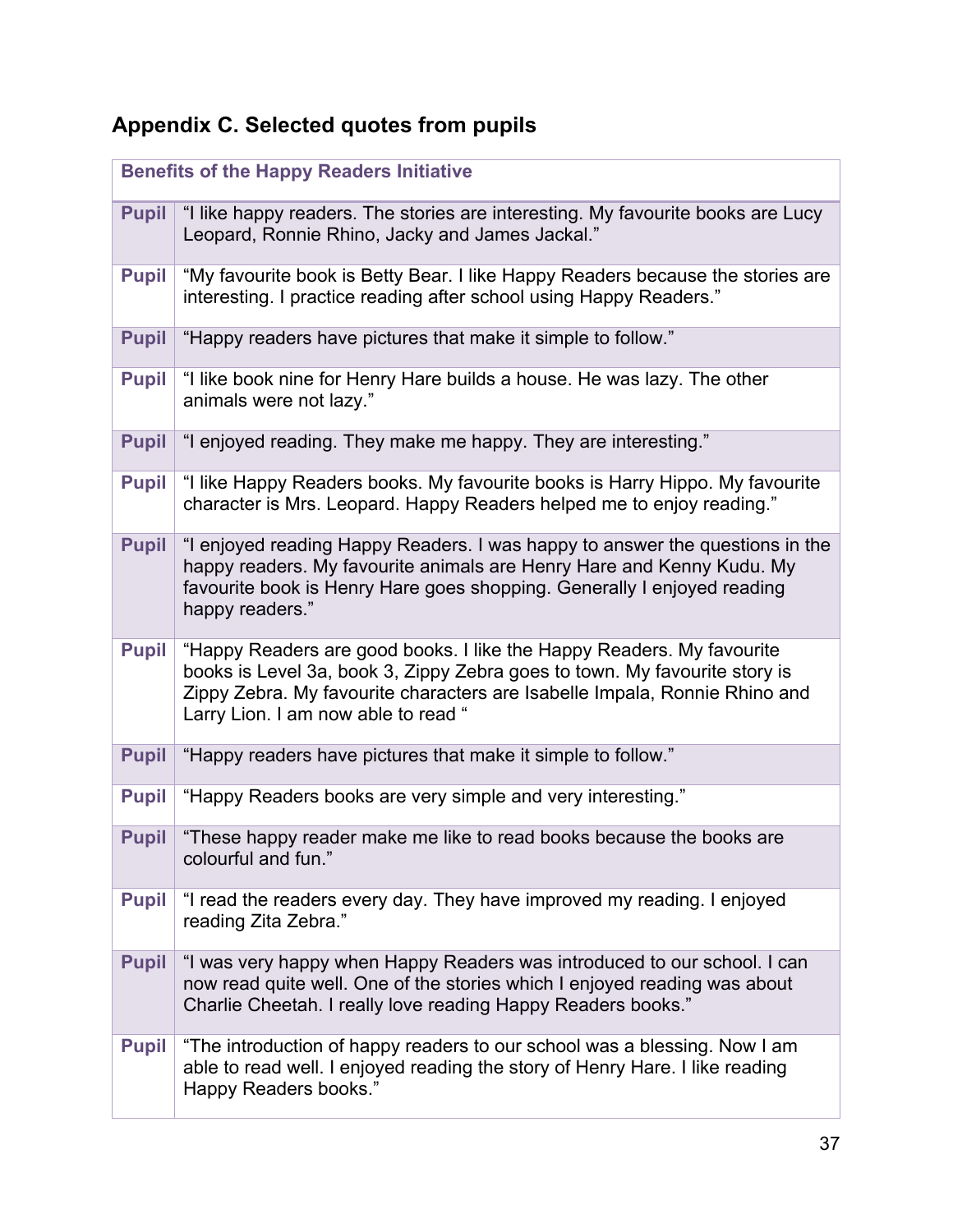## Appendix C. Selected quotes from pupils

| Benefits of the Happy Readers Initiative | |
|---|---|
| **Pupil** | "I like happy readers. The stories are interesting. My favourite books are Lucy Leopard, Ronnie Rhino, Jacky and James Jackal." |
| **Pupil** | "My favourite book is Betty Bear. I like Happy Readers because the stories are interesting. I practice reading after school using Happy Readers." |
| **Pupil** | "Happy readers have pictures that make it simple to follow." |
| **Pupil** | "I like book nine for Henry Hare builds a house. He was lazy. The other animals were not lazy." |
| **Pupil** | "I enjoyed reading. They make me happy. They are interesting." |
| **Pupil** | "I like Happy Readers books. My favourite books is Harry Hippo. My favourite character is Mrs. Leopard. Happy Readers helped me to enjoy reading." |
| **Pupil** | "I enjoyed reading Happy Readers. I was happy to answer the questions in the happy readers. My favourite animals are Henry Hare and Kenny Kudu. My favourite book is Henry Hare goes shopping. Generally I enjoyed reading happy readers." |
| **Pupil** | "Happy Readers are good books. I like the Happy Readers. My favourite books is Level 3a, book 3, Zippy Zebra goes to town. My favourite story is Zippy Zebra. My favourite characters are Isabelle Impala, Ronnie Rhino and Larry Lion. I am now able to read " |
| **Pupil** | "Happy readers have pictures that make it simple to follow." |
| **Pupil** | "Happy Readers books are very simple and very interesting." |
| **Pupil** | "These happy reader make me like to read books because the books are colourful and fun." |
| **Pupil** | "I read the readers every day. They have improved my reading. I enjoyed reading Zita Zebra." |
| **Pupil** | "I was very happy when Happy Readers was introduced to our school. I can now read quite well. One of the stories which I enjoyed reading was about Charlie Cheetah. I really love reading Happy Readers books." |
| **Pupil** | "The introduction of happy readers to our school was a blessing. Now I am able to read well. I enjoyed reading the story of Henry Hare. I like reading Happy Readers books." |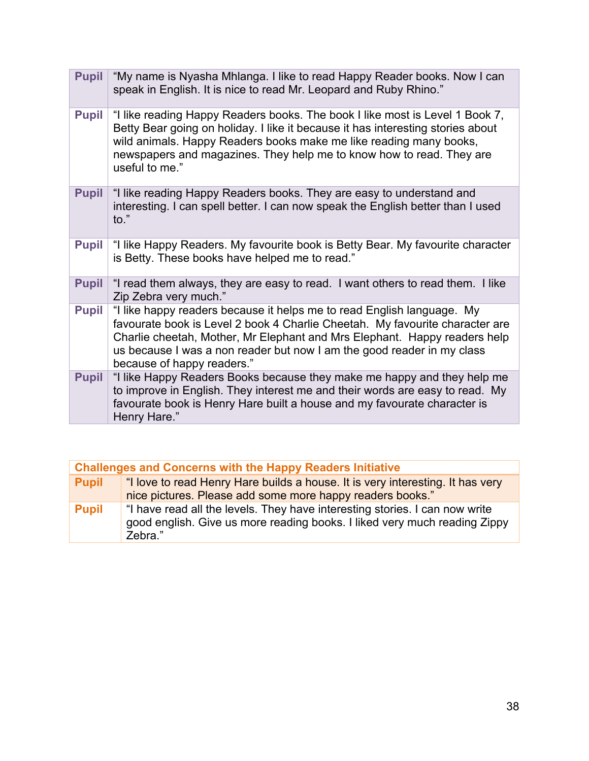| | |
|---|---|
| **Pupil** | "My name is Nyasha Mhlanga. I like to read Happy Reader books. Now I can speak in English. It is nice to read Mr. Leopard and Ruby Rhino." |
| **Pupil** | "I like reading Happy Readers books. The book I like most is Level 1 Book 7, Betty Bear going on holiday. I like it because it has interesting stories about wild animals. Happy Readers books make me like reading many books, newspapers and magazines. They help me to know how to read. They are useful to me." |
| **Pupil** | "I like reading Happy Readers books. They are easy to understand and interesting. I can spell better. I can now speak the English better than I used to." |
| **Pupil** | "I like Happy Readers. My favourite book is Betty Bear. My favourite character is Betty. These books have helped me to read." |
| **Pupil** | "I read them always, they are easy to read. I want others to read them. I like Zip Zebra very much." |
| **Pupil** | "I like happy readers because it helps me to read English language. My favourate book is Level 2 book 4 Charlie Cheetah. My favourite character are Charlie cheetah, Mother, Mr Elephant and Mrs Elephant. Happy readers help us because I was a non reader but now I am the good reader in my class because of happy readers." |
| **Pupil** | "I like Happy Readers Books because they make me happy and they help me to improve in English. They interest me and their words are easy to read. My favourate book is Henry Hare built a house and my favourate character is Henry Hare." |

| **Challenges and Concerns with the Happy Readers Initiative** | |
|---|---|
| **Pupil** | "I love to read Henry Hare builds a house. It is very interesting. It has very nice pictures. Please add some more happy readers books." |
| **Pupil** | "I have read all the levels. They have interesting stories. I can now write good english. Give us more reading books. I liked very much reading Zippy Zebra." |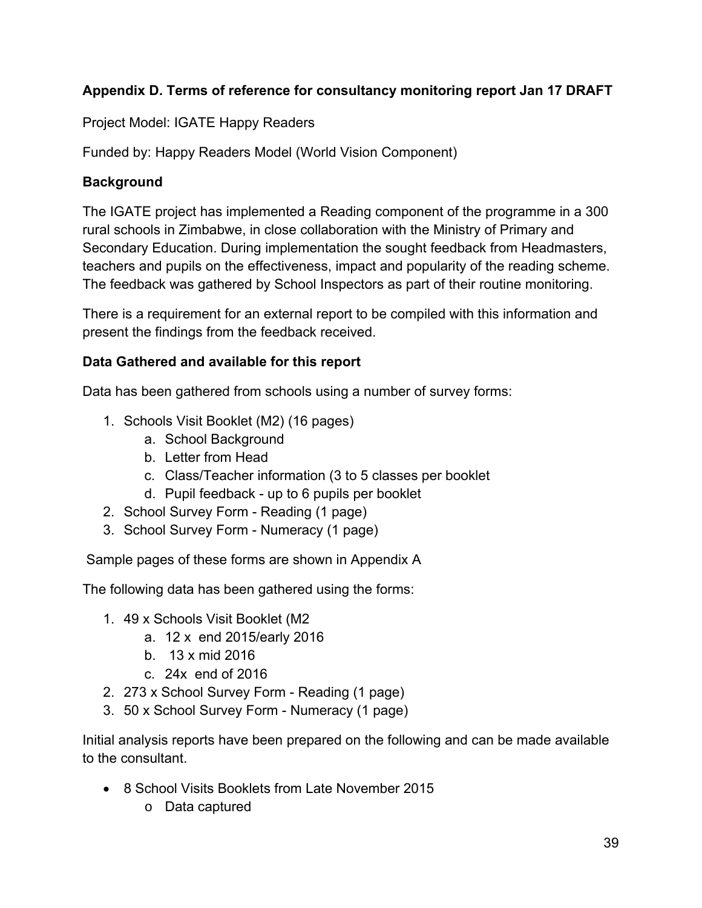**Appendix D. Terms of reference for consultancy monitoring report Jan 17 DRAFT**

Project Model: IGATE Happy Readers

Funded by: Happy Readers Model (World Vision Component)

**Background**

The IGATE project has implemented a Reading component of the programme in a 300 rural schools in Zimbabwe, in close collaboration with the Ministry of Primary and Secondary Education. During implementation the sought feedback from Headmasters, teachers and pupils on the effectiveness, impact and popularity of the reading scheme. The feedback was gathered by School Inspectors as part of their routine monitoring.

There is a requirement for an external report to be compiled with this information and present the findings from the feedback received.

**Data Gathered and available for this report**

Data has been gathered from schools using a number of survey forms:

1. Schools Visit Booklet (M2) (16 pages)
   a. School Background
   b. Letter from Head
   c. Class/Teacher information (3 to 5 classes per booklet
   d. Pupil feedback - up to 6 pupils per booklet
2. School Survey Form - Reading (1 page)
3. School Survey Form - Numeracy (1 page)

Sample pages of these forms are shown in Appendix A

The following data has been gathered using the forms:

1. 49 x Schools Visit Booklet (M2
   a. 12 x end 2015/early 2016
   b. 13 x mid 2016
   c. 24x end of 2016
2. 273 x School Survey Form - Reading (1 page)
3. 50 x School Survey Form - Numeracy (1 page)

Initial analysis reports have been prepared on the following and can be made available to the consultant.

- 8 School Visits Booklets from Late November 2015
  - Data captured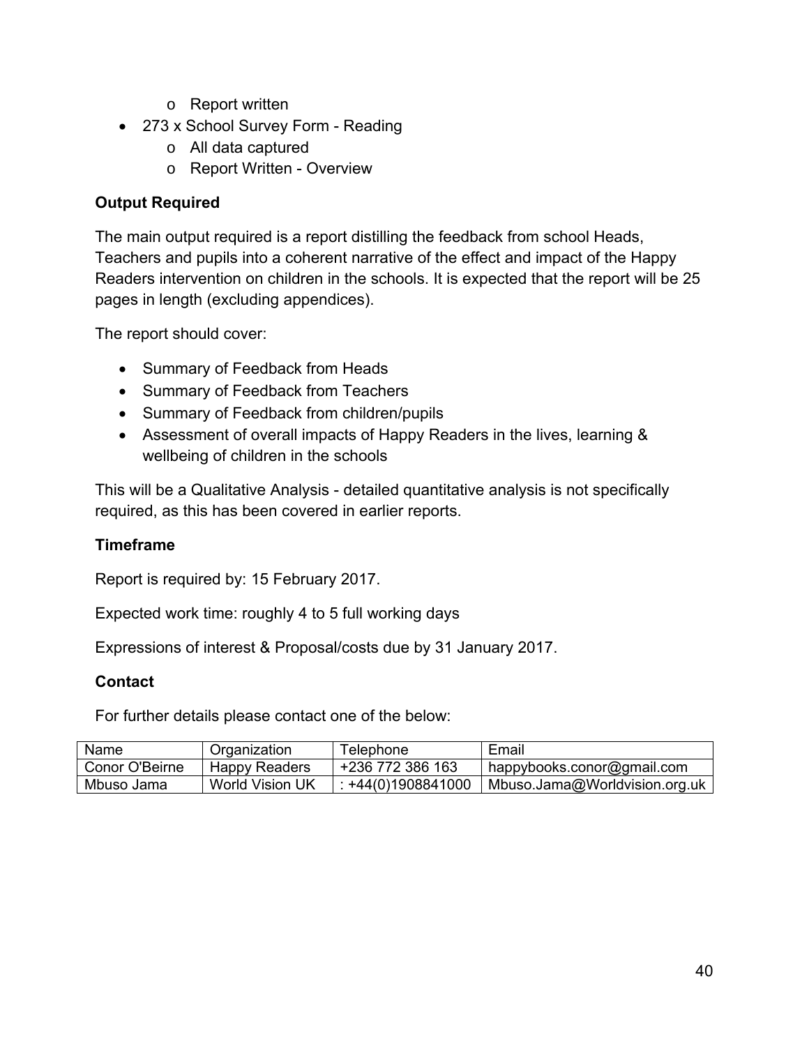- Report written
- 273 x School Survey Form - Reading
    - All data captured
    - Report Written - Overview

**Output Required**

The main output required is a report distilling the feedback from school Heads, Teachers and pupils into a coherent narrative of the effect and impact of the Happy Readers intervention on children in the schools. It is expected that the report will be 25 pages in length (excluding appendices).

The report should cover:

- Summary of Feedback from Heads
- Summary of Feedback from Teachers
- Summary of Feedback from children/pupils
- Assessment of overall impacts of Happy Readers in the lives, learning & wellbeing of children in the schools

This will be a Qualitative Analysis - detailed quantitative analysis is not specifically required, as this has been covered in earlier reports.

**Timeframe**

Report is required by: 15 February 2017.

Expected work time: roughly 4 to 5 full working days

Expressions of interest & Proposal/costs due by 31 January 2017.

**Contact**

For further details please contact one of the below:

| Name | Organization | Telephone | Email |
|---|---|---|---|
| Conor O'Beirne | Happy Readers | +236 772 386 163 | happybooks.conor@gmail.com |
| Mbuso Jama | World Vision UK | : +44(0)1908841000 | Mbuso.Jama@Worldvision.org.uk |